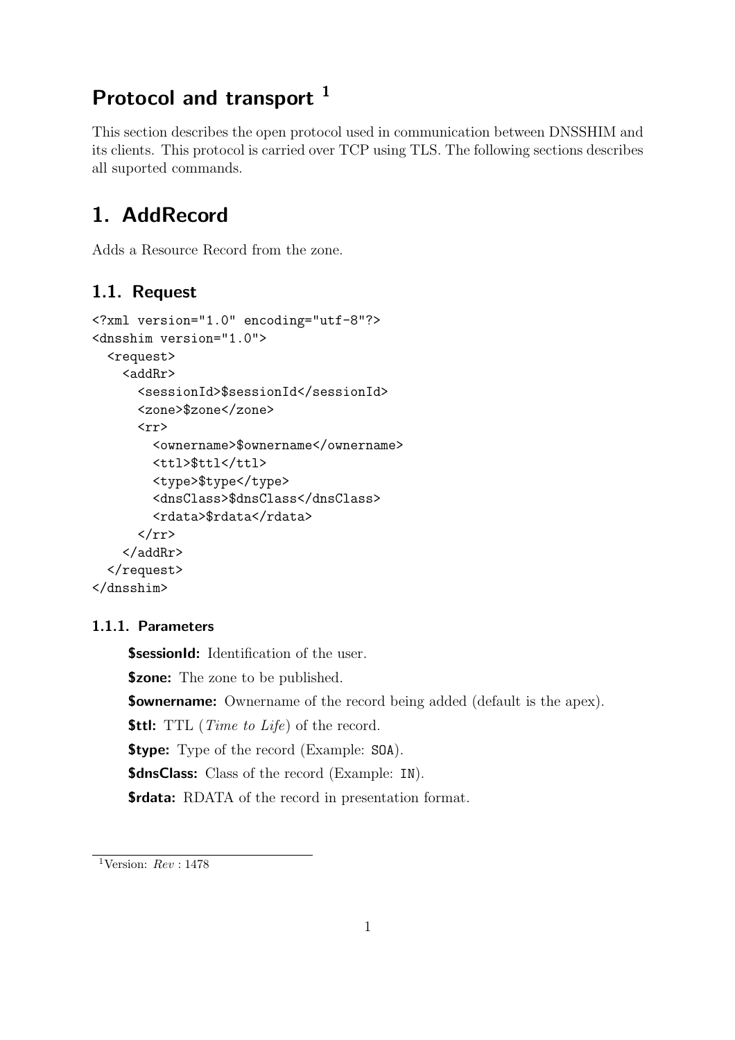# Protocol and transport [1]

This section describes the open protocol used in communication between DNSSHIM and its clients. This protocol is carried over TCP using TLS. The following sections describes all suported commands.

# 1. AddRecord

Adds a Resource Record from the zone.

## 1.1. Request

```
<?xml version="1.0" encoding="utf-8"?>
<dnsshim version="1.0">
  <request>
    <addRr>
      <sessionId>$sessionId</sessionId>
      <zone>$zone</zone>
      <rr>
        <ownername>$ownername</ownername>
        <ttl>$ttl</ttl>
        <type>$type</type>
        <dnsClass>$dnsClass</dnsClass>
        <rdata>$rdata</rdata>
      </rr>
    </addRr>
  </request>
</dnsshim>
```

### 1.1.1. Parameters

**$sessionId:** Identification of the user.

**$zone:** The zone to be published.

**$ownername:** Ownername of the record being added (default is the apex).

**$ttl:** TTL (*Time to Life*) of the record.

**$type:** Type of the record (Example: `SOA`).

**$dnsClass:** Class of the record (Example: `IN`).

**$rdata:** RDATA of the record in presentation format.

[1] Version: *Rev* : 1478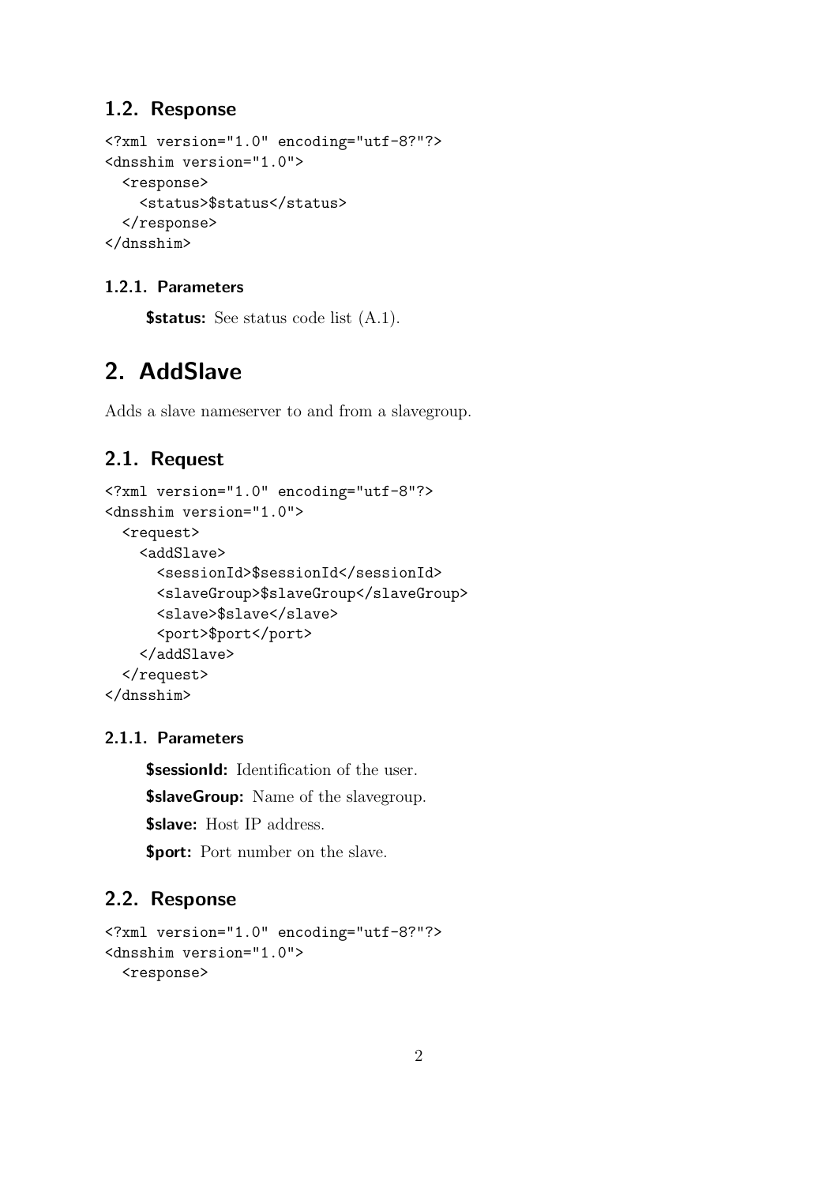## 1.2. Response

```
<?xml version="1.0" encoding="utf-8?"?>
<dnsshim version="1.0">
  <response>
    <status>$status</status>
  </response>
</dnsshim>
```

### 1.2.1. Parameters

**$status:** See status code list (A.1).

# 2. AddSlave

Adds a slave nameserver to and from a slavegroup.

## 2.1. Request

```
<?xml version="1.0" encoding="utf-8"?>
<dnsshim version="1.0">
  <request>
    <addSlave>
      <sessionId>$sessionId</sessionId>
      <slaveGroup>$slaveGroup</slaveGroup>
      <slave>$slave</slave>
      <port>$port</port>
    </addSlave>
  </request>
</dnsshim>
```

### 2.1.1. Parameters

**$sessionId:** Identification of the user.

**$slaveGroup:** Name of the slavegroup.

**$slave:** Host IP address.

**$port:** Port number on the slave.

## 2.2. Response

```
<?xml version="1.0" encoding="utf-8?"?>
<dnsshim version="1.0">
  <response>
```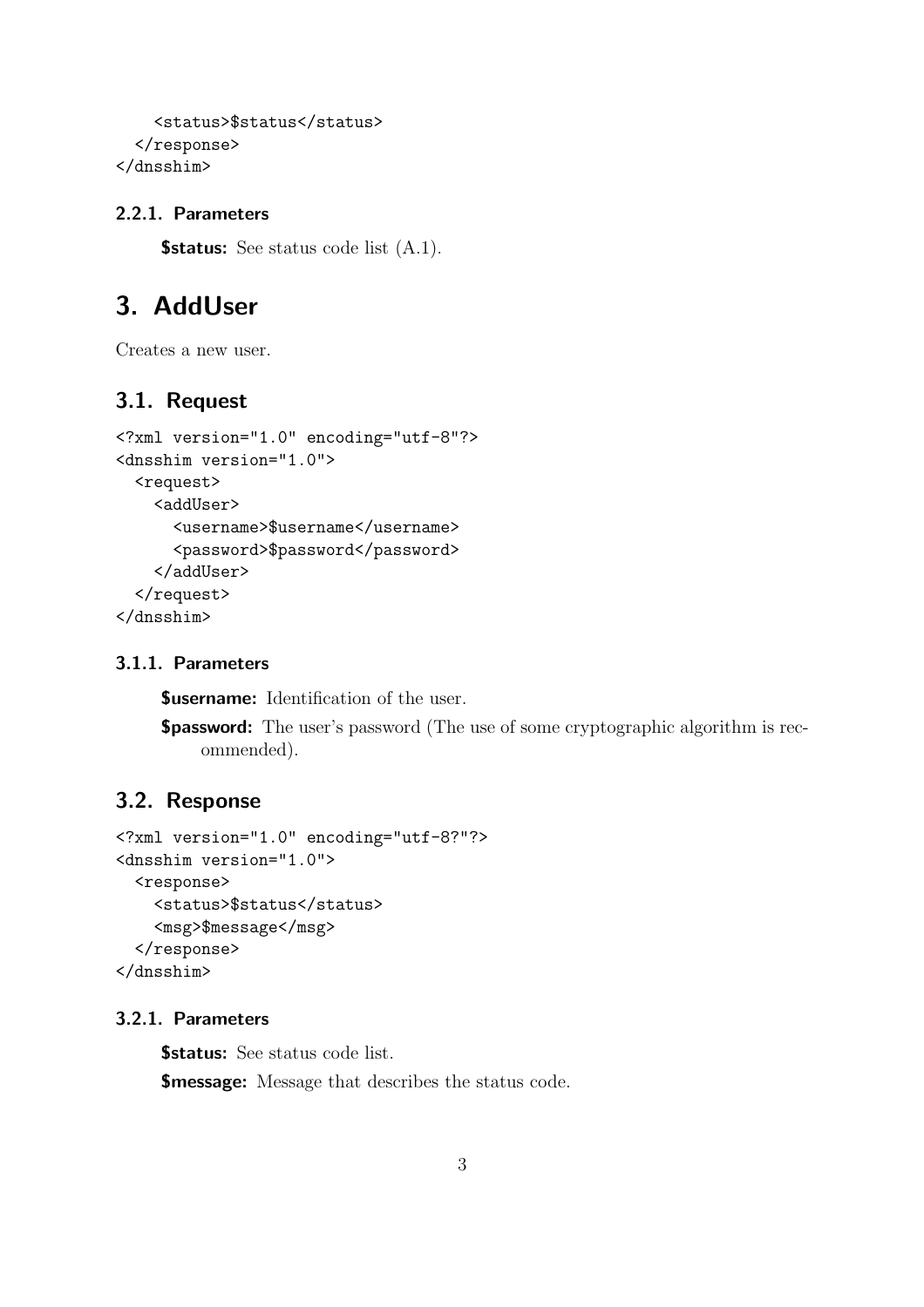```
    <status>$status</status>
  </response>
</dnsshim>
```

### 2.2.1. Parameters

**$status:** See status code list (A.1).

# 3. AddUser

Creates a new user.

## 3.1. Request

```
<?xml version="1.0" encoding="utf-8"?>
<dnsshim version="1.0">
  <request>
    <addUser>
      <username>$username</username>
      <password>$password</password>
    </addUser>
  </request>
</dnsshim>
```

### 3.1.1. Parameters

**$username:** Identification of the user.

**$password:** The user's password (The use of some cryptographic algorithm is recommended).

## 3.2. Response

```
<?xml version="1.0" encoding="utf-8?"?>
<dnsshim version="1.0">
  <response>
    <status>$status</status>
    <msg>$message</msg>
  </response>
</dnsshim>
```

### 3.2.1. Parameters

**$status:** See status code list.

**$message:** Message that describes the status code.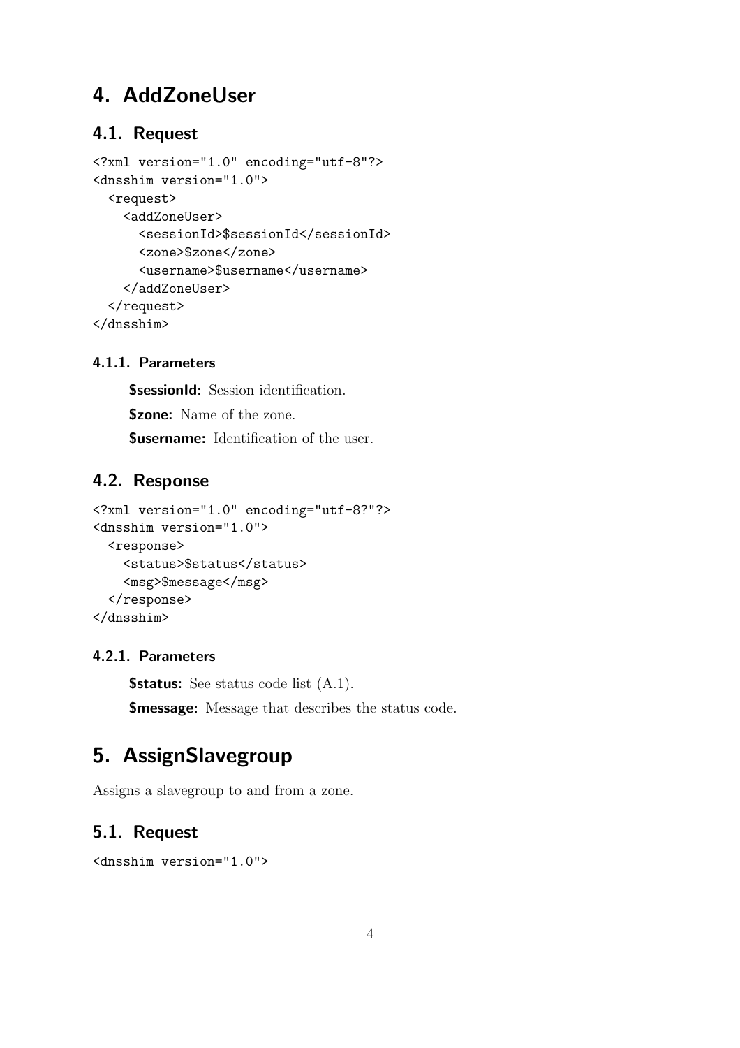# 4. AddZoneUser

## 4.1. Request

```
<?xml version="1.0" encoding="utf-8"?>
<dnsshim version="1.0">
  <request>
    <addZoneUser>
      <sessionId>$sessionId</sessionId>
      <zone>$zone</zone>
      <username>$username</username>
    </addZoneUser>
  </request>
</dnsshim>
```

### 4.1.1. Parameters

**$sessionId:** Session identification.

**$zone:** Name of the zone.

**$username:** Identification of the user.

## 4.2. Response

```
<?xml version="1.0" encoding="utf-8?"?>
<dnsshim version="1.0">
  <response>
    <status>$status</status>
    <msg>$message</msg>
  </response>
</dnsshim>
```

### 4.2.1. Parameters

**$status:** See status code list (A.1).

**$message:** Message that describes the status code.

# 5. AssignSlavegroup

Assigns a slavegroup to and from a zone.

## 5.1. Request

```
<dnsshim version="1.0">
```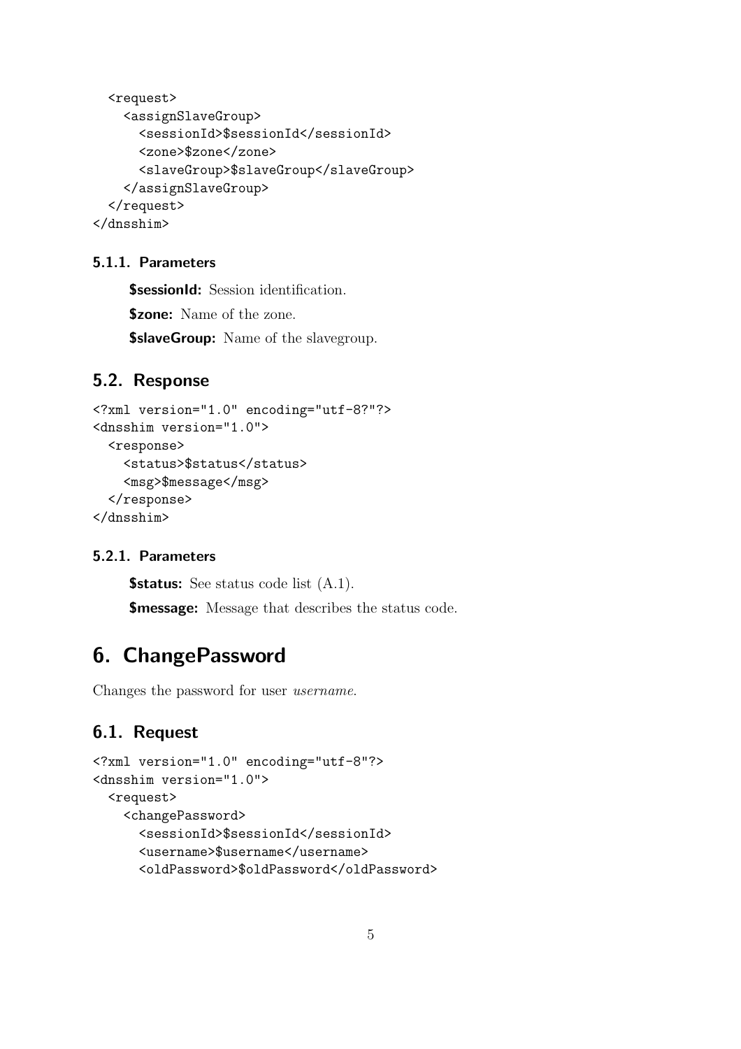```
  <request>
    <assignSlaveGroup>
      <sessionId>$sessionId</sessionId>
      <zone>$zone</zone>
      <slaveGroup>$slaveGroup</slaveGroup>
    </assignSlaveGroup>
  </request>
</dnsshim>
```

### 5.1.1. Parameters

**$sessionId:** Session identification.

**$zone:** Name of the zone.

**$slaveGroup:** Name of the slavegroup.

## 5.2. Response

```
<?xml version="1.0" encoding="utf-8?"?>
<dnsshim version="1.0">
  <response>
    <status>$status</status>
    <msg>$message</msg>
  </response>
</dnsshim>
```

### 5.2.1. Parameters

**$status:** See status code list (A.1).

**$message:** Message that describes the status code.

# 6. ChangePassword

Changes the password for user *username*.

## 6.1. Request

```
<?xml version="1.0" encoding="utf-8"?>
<dnsshim version="1.0">
  <request>
    <changePassword>
      <sessionId>$sessionId</sessionId>
      <username>$username</username>
      <oldPassword>$oldPassword</oldPassword>
```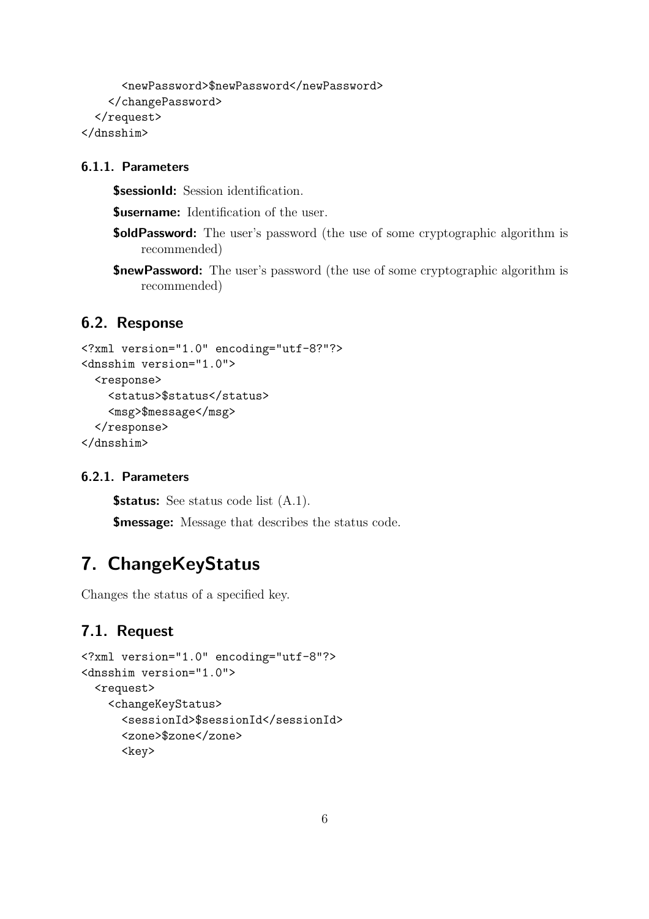```
      <newPassword>$newPassword</newPassword>
    </changePassword>
  </request>
</dnsshim>
```

#### 6.1.1. Parameters

**$sessionId:** Session identification.

**$username:** Identification of the user.

**$oldPassword:** The user's password (the use of some cryptographic algorithm is recommended)

**$newPassword:** The user's password (the use of some cryptographic algorithm is recommended)

### 6.2. Response

```
<?xml version="1.0" encoding="utf-8?"?>
<dnsshim version="1.0">
  <response>
    <status>$status</status>
    <msg>$message</msg>
  </response>
</dnsshim>
```

#### 6.2.1. Parameters

**$status:** See status code list (A.1).

**$message:** Message that describes the status code.

## 7. ChangeKeyStatus

Changes the status of a specified key.

### 7.1. Request

```
<?xml version="1.0" encoding="utf-8"?>
<dnsshim version="1.0">
  <request>
    <changeKeyStatus>
      <sessionId>$sessionId</sessionId>
      <zone>$zone</zone>
      <key>
```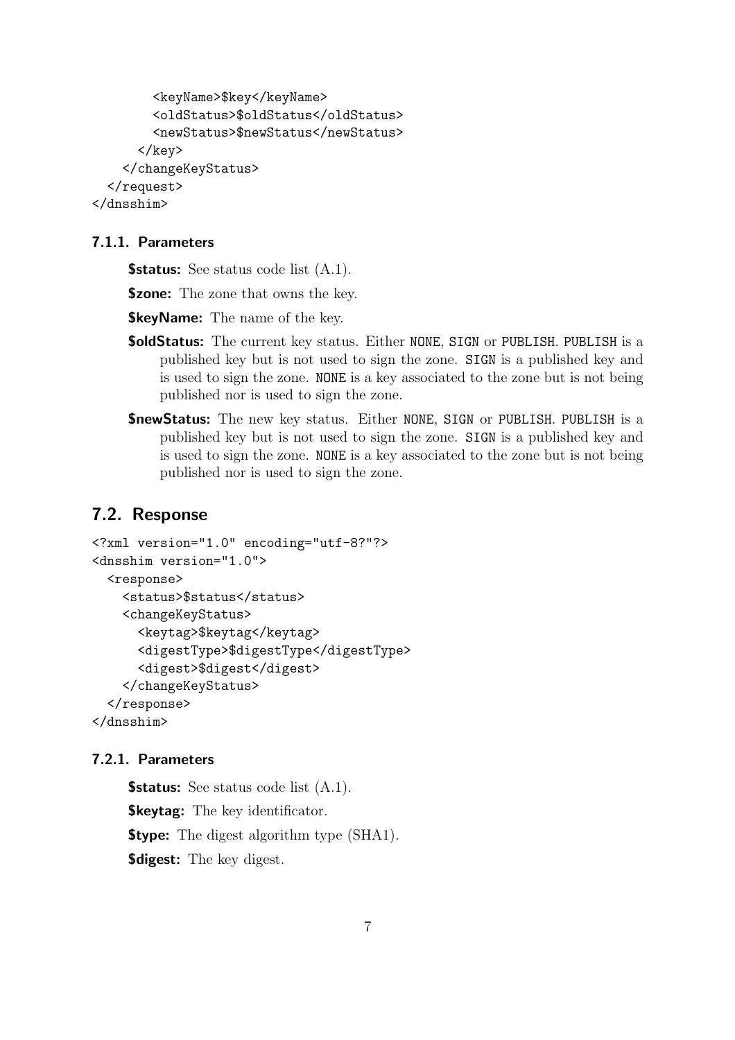```
        <keyName>$key</keyName>
        <oldStatus>$oldStatus</oldStatus>
        <newStatus>$newStatus</newStatus>
      </key>
    </changeKeyStatus>
  </request>
</dnsshim>
```

### 7.1.1. Parameters

**$status:** See status code list (A.1).

**$zone:** The zone that owns the key.

**$keyName:** The name of the key.

**$oldStatus:** The current key status. Either NONE, SIGN or PUBLISH. PUBLISH is a published key but is not used to sign the zone. SIGN is a published key and is used to sign the zone. NONE is a key associated to the zone but is not being published nor is used to sign the zone.

**$newStatus:** The new key status. Either NONE, SIGN or PUBLISH. PUBLISH is a published key but is not used to sign the zone. SIGN is a published key and is used to sign the zone. NONE is a key associated to the zone but is not being published nor is used to sign the zone.

## 7.2. Response

```
<?xml version="1.0" encoding="utf-8?"?>
<dnsshim version="1.0">
  <response>
    <status>$status</status>
    <changeKeyStatus>
      <keytag>$keytag</keytag>
      <digestType>$digestType</digestType>
      <digest>$digest</digest>
    </changeKeyStatus>
  </response>
</dnsshim>
```

### 7.2.1. Parameters

**$status:** See status code list (A.1).

**$keytag:** The key identificator.

**$type:** The digest algorithm type (SHA1).

**$digest:** The key digest.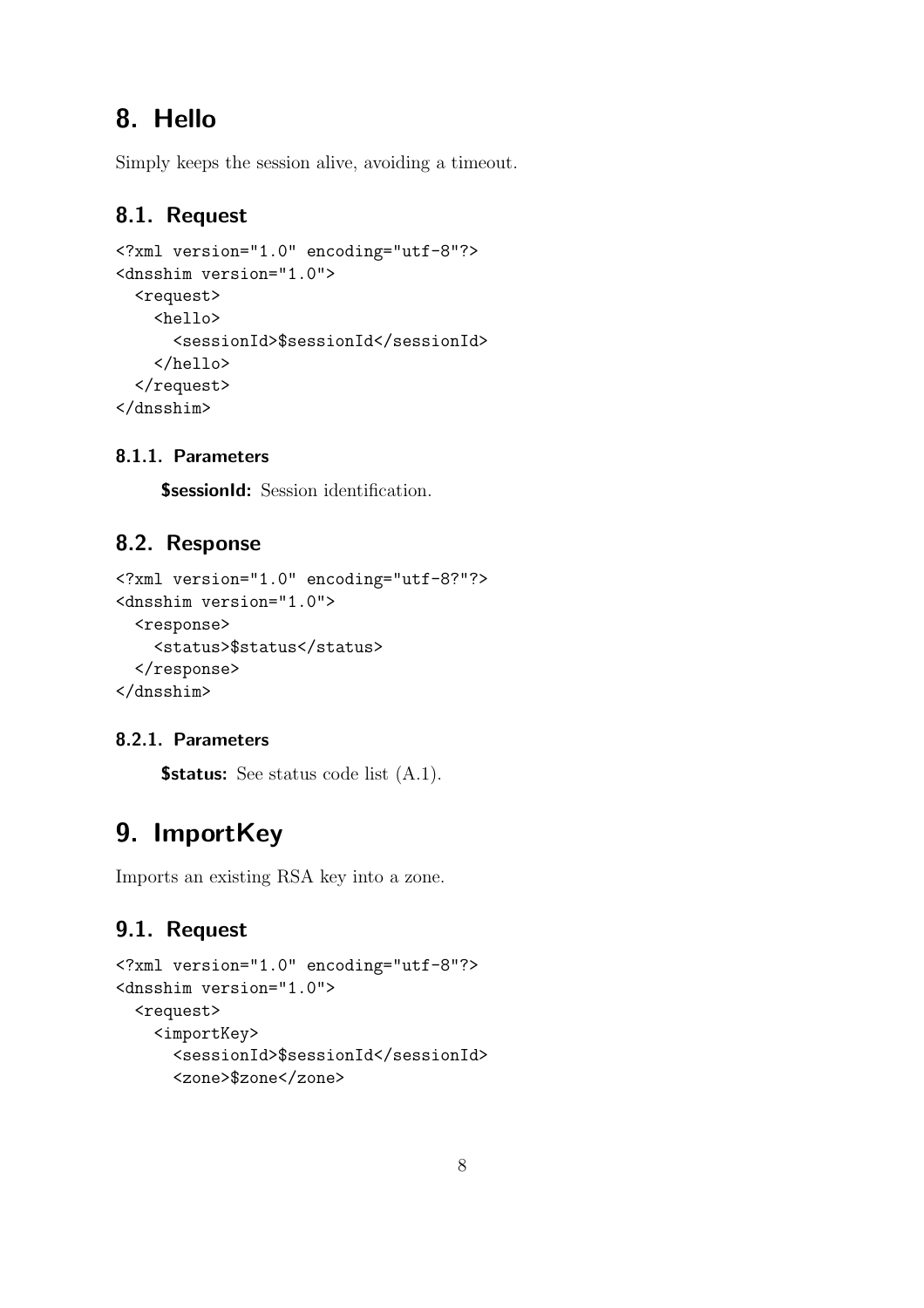# 8. Hello

Simply keeps the session alive, avoiding a timeout.

## 8.1. Request

```
<?xml version="1.0" encoding="utf-8"?>
<dnsshim version="1.0">
  <request>
    <hello>
      <sessionId>$sessionId</sessionId>
    </hello>
  </request>
</dnsshim>
```

### 8.1.1. Parameters

**$sessionId:** Session identification.

## 8.2. Response

```
<?xml version="1.0" encoding="utf-8?"?>
<dnsshim version="1.0">
  <response>
    <status>$status</status>
  </response>
</dnsshim>
```

### 8.2.1. Parameters

**$status:** See status code list (A.1).

# 9. ImportKey

Imports an existing RSA key into a zone.

## 9.1. Request

```
<?xml version="1.0" encoding="utf-8"?>
<dnsshim version="1.0">
  <request>
    <importKey>
      <sessionId>$sessionId</sessionId>
      <zone>$zone</zone>
```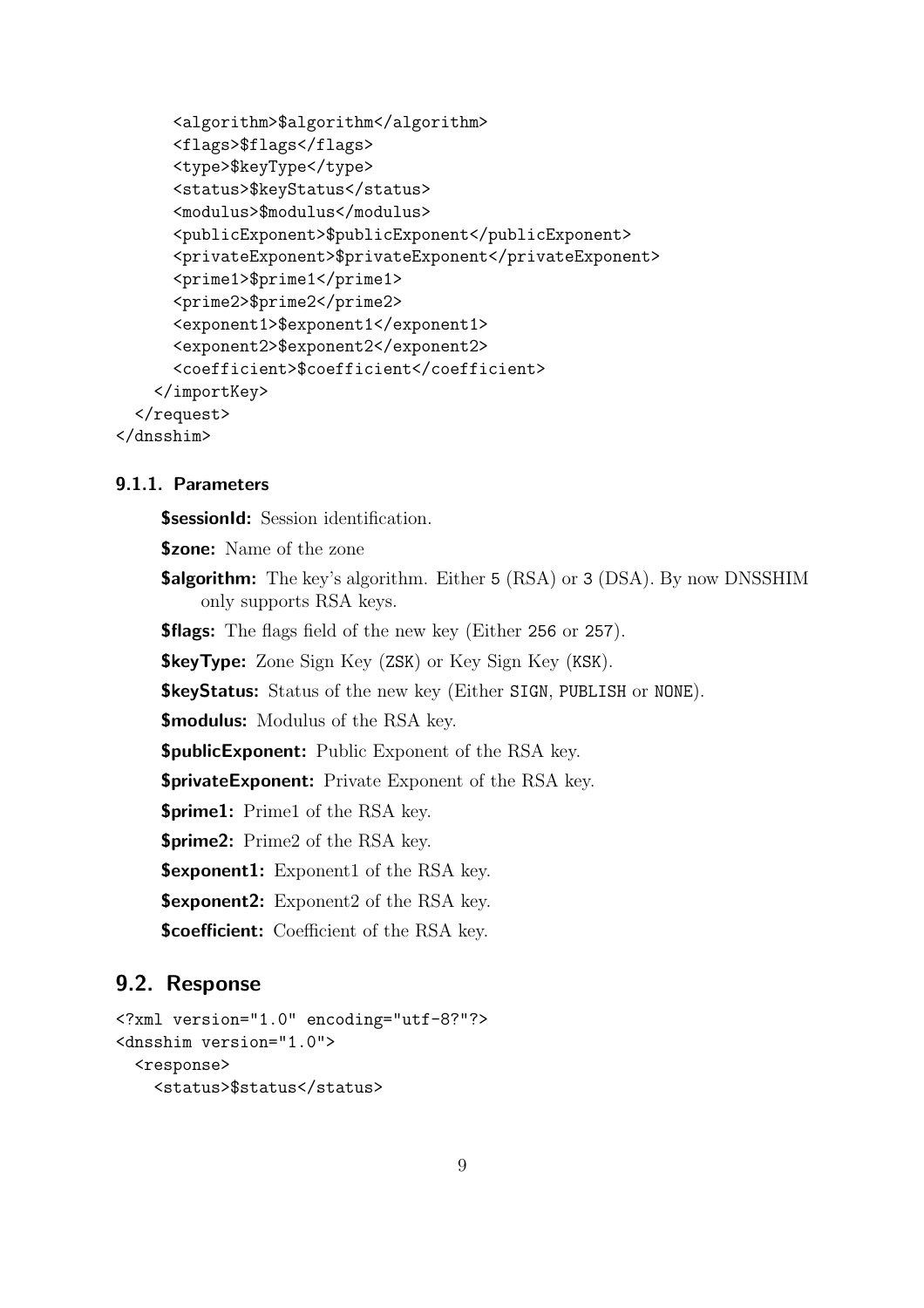```
      <algorithm>$algorithm</algorithm>
      <flags>$flags</flags>
      <type>$keyType</type>
      <status>$keyStatus</status>
      <modulus>$modulus</modulus>
      <publicExponent>$publicExponent</publicExponent>
      <privateExponent>$privateExponent</privateExponent>
      <prime1>$prime1</prime1>
      <prime2>$prime2</prime2>
      <exponent1>$exponent1</exponent1>
      <exponent2>$exponent2</exponent2>
      <coefficient>$coefficient</coefficient>
    </importKey>
  </request>
</dnsshim>
```

### 9.1.1. Parameters

**$sessionId:** Session identification.

**$zone:** Name of the zone

**$algorithm:** The key's algorithm. Either `5` (RSA) or `3` (DSA). By now DNSSHIM only supports RSA keys.

**$flags:** The flags field of the new key (Either `256` or `257`).

**$keyType:** Zone Sign Key (`ZSK`) or Key Sign Key (`KSK`).

**$keyStatus:** Status of the new key (Either `SIGN`, `PUBLISH` or `NONE`).

**$modulus:** Modulus of the RSA key.

**$publicExponent:** Public Exponent of the RSA key.

**$privateExponent:** Private Exponent of the RSA key.

**$prime1:** Prime1 of the RSA key.

**$prime2:** Prime2 of the RSA key.

**$exponent1:** Exponent1 of the RSA key.

**$exponent2:** Exponent2 of the RSA key.

**$coefficient:** Coefficient of the RSA key.

## 9.2. Response

```
<?xml version="1.0" encoding="utf-8?"?>
<dnsshim version="1.0">
  <response>
    <status>$status</status>
```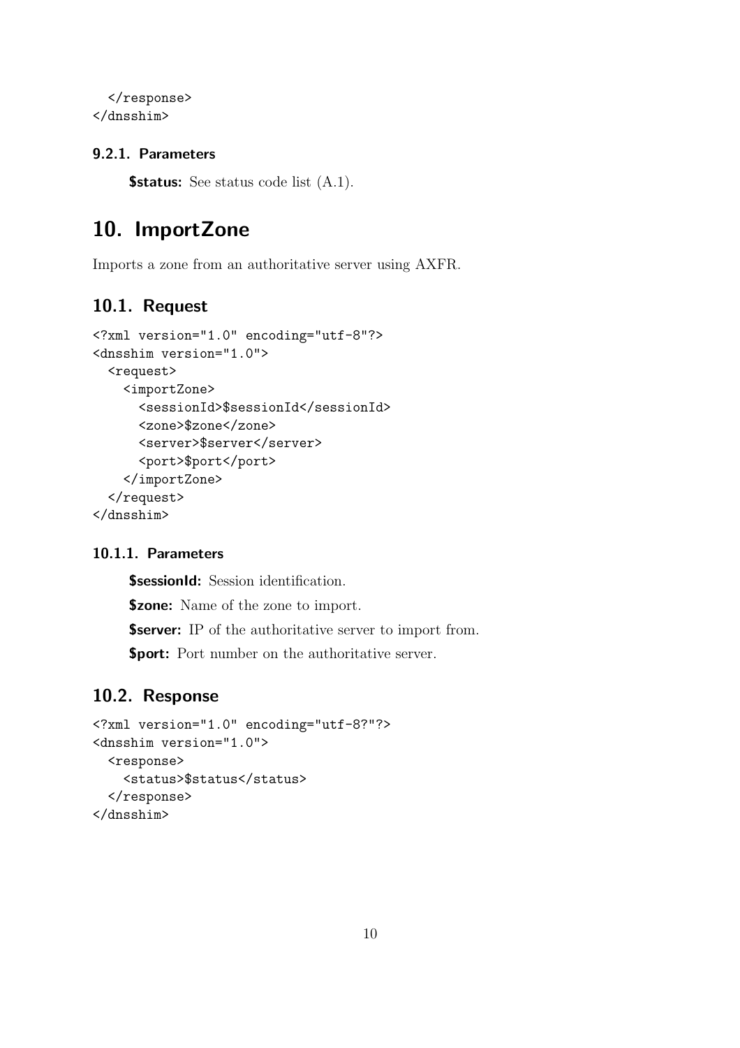```
  </response>
</dnsshim>
```

### 9.2.1. Parameters

**$status:** See status code list (A.1).

# 10. ImportZone

Imports a zone from an authoritative server using AXFR.

## 10.1. Request

```
<?xml version="1.0" encoding="utf-8"?>
<dnsshim version="1.0">
  <request>
    <importZone>
      <sessionId>$sessionId</sessionId>
      <zone>$zone</zone>
      <server>$server</server>
      <port>$port</port>
    </importZone>
  </request>
</dnsshim>
```

### 10.1.1. Parameters

**$sessionId:** Session identification.

**$zone:** Name of the zone to import.

**$server:** IP of the authoritative server to import from.

**$port:** Port number on the authoritative server.

## 10.2. Response

```
<?xml version="1.0" encoding="utf-8?"?>
<dnsshim version="1.0">
  <response>
    <status>$status</status>
  </response>
</dnsshim>
```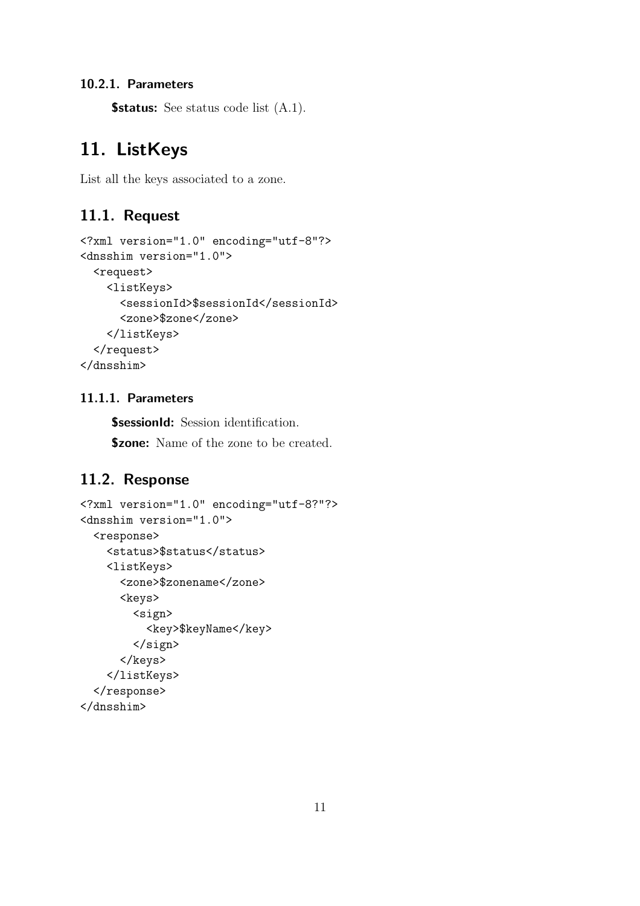#### 10.2.1. Parameters

**$status:** See status code list (A.1).

# 11. ListKeys

List all the keys associated to a zone.

## 11.1. Request

```
<?xml version="1.0" encoding="utf-8"?>
<dnsshim version="1.0">
  <request>
    <listKeys>
      <sessionId>$sessionId</sessionId>
      <zone>$zone</zone>
    </listKeys>
  </request>
</dnsshim>
```

#### 11.1.1. Parameters

**$sessionId:** Session identification.

**$zone:** Name of the zone to be created.

## 11.2. Response

```
<?xml version="1.0" encoding="utf-8?"?>
<dnsshim version="1.0">
  <response>
    <status>$status</status>
    <listKeys>
      <zone>$zonename</zone>
      <keys>
        <sign>
          <key>$keyName</key>
        </sign>
      </keys>
    </listKeys>
  </response>
</dnsshim>
```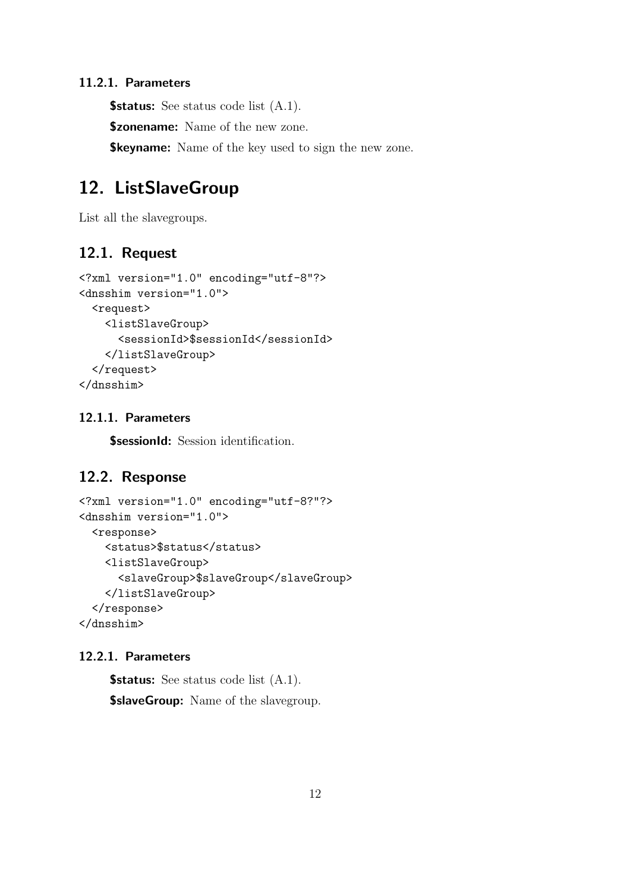#### 11.2.1. Parameters

**$status:** See status code list (A.1).

**$zonename:** Name of the new zone.

**$keyname:** Name of the key used to sign the new zone.

# 12. ListSlaveGroup

List all the slavegroups.

## 12.1. Request

```
<?xml version="1.0" encoding="utf-8"?>
<dnsshim version="1.0">
  <request>
    <listSlaveGroup>
      <sessionId>$sessionId</sessionId>
    </listSlaveGroup>
  </request>
</dnsshim>
```

#### 12.1.1. Parameters

**$sessionId:** Session identification.

## 12.2. Response

```
<?xml version="1.0" encoding="utf-8?"?>
<dnsshim version="1.0">
  <response>
    <status>$status</status>
    <listSlaveGroup>
      <slaveGroup>$slaveGroup</slaveGroup>
    </listSlaveGroup>
  </response>
</dnsshim>
```

#### 12.2.1. Parameters

**$status:** See status code list (A.1).

**$slaveGroup:** Name of the slavegroup.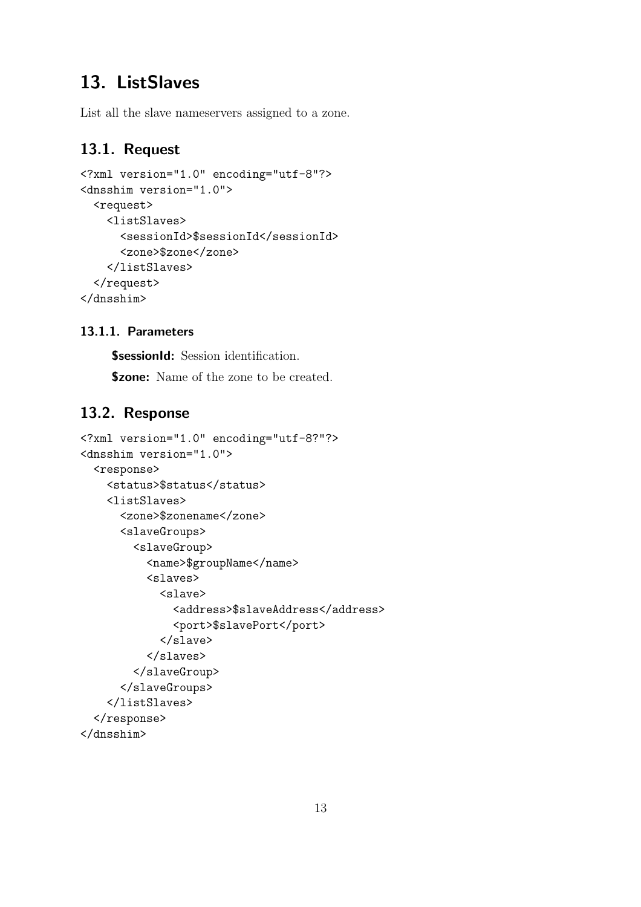# 13. ListSlaves

List all the slave nameservers assigned to a zone.

## 13.1. Request

```
<?xml version="1.0" encoding="utf-8"?>
<dnsshim version="1.0">
  <request>
    <listSlaves>
      <sessionId>$sessionId</sessionId>
      <zone>$zone</zone>
    </listSlaves>
  </request>
</dnsshim>
```

### 13.1.1. Parameters

**$sessionId:** Session identification.

**$zone:** Name of the zone to be created.

## 13.2. Response

```
<?xml version="1.0" encoding="utf-8?"?>
<dnsshim version="1.0">
  <response>
    <status>$status</status>
    <listSlaves>
      <zone>$zonename</zone>
      <slaveGroups>
        <slaveGroup>
          <name>$groupName</name>
          <slaves>
            <slave>
              <address>$slaveAddress</address>
              <port>$slavePort</port>
            </slave>
          </slaves>
        </slaveGroup>
      </slaveGroups>
    </listSlaves>
  </response>
</dnsshim>
```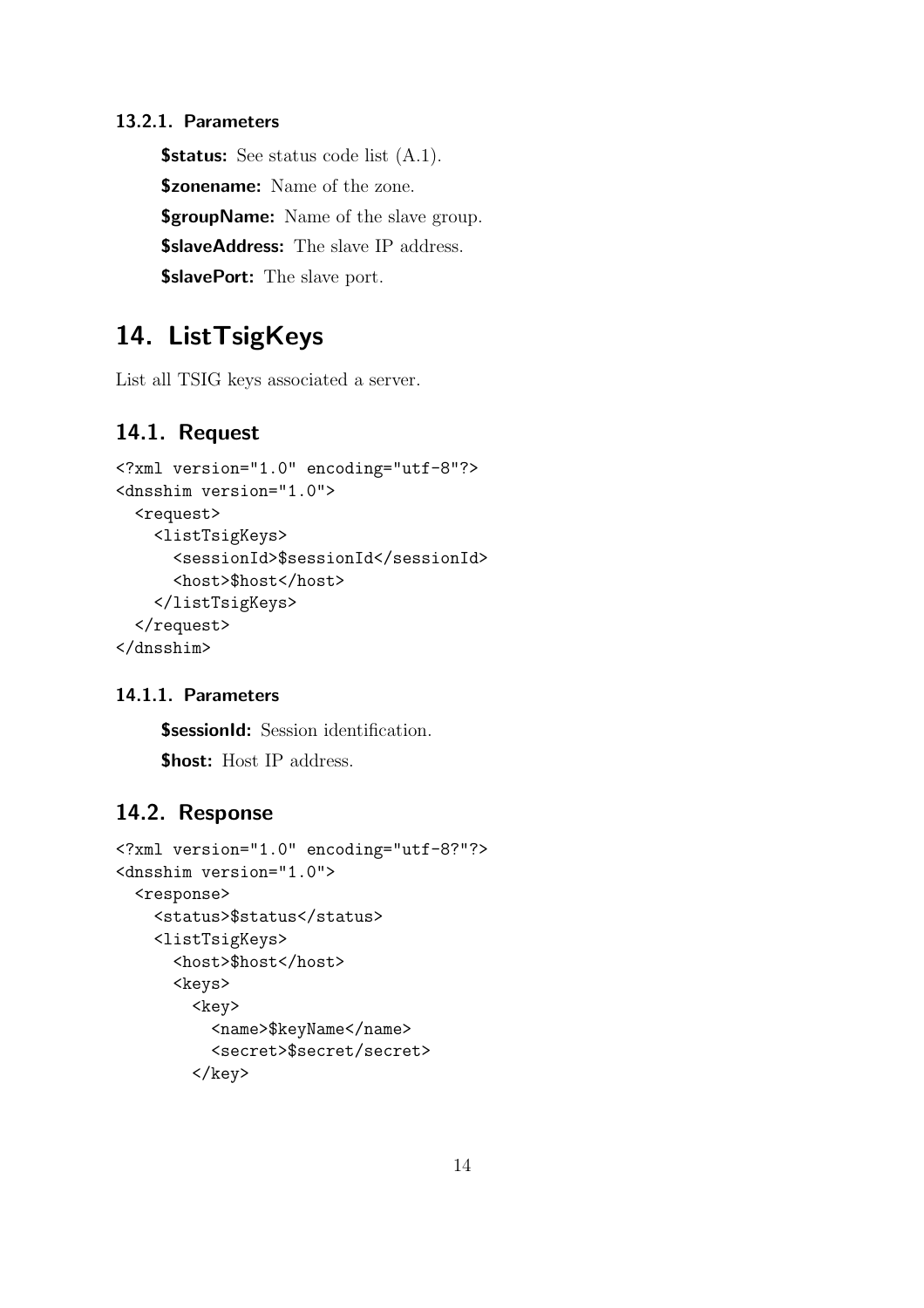### 13.2.1. Parameters

**$status:** See status code list (A.1).

**$zonename:** Name of the zone.

**$groupName:** Name of the slave group.

**$slaveAddress:** The slave IP address.

**$slavePort:** The slave port.

# 14. ListTsigKeys

List all TSIG keys associated a server.

## 14.1. Request

```
<?xml version="1.0" encoding="utf-8"?>
<dnsshim version="1.0">
  <request>
    <listTsigKeys>
      <sessionId>$sessionId</sessionId>
      <host>$host</host>
    </listTsigKeys>
  </request>
</dnsshim>
```

### 14.1.1. Parameters

**$sessionId:** Session identification.

**$host:** Host IP address.

## 14.2. Response

```
<?xml version="1.0" encoding="utf-8?"?>
<dnsshim version="1.0">
  <response>
    <status>$status</status>
    <listTsigKeys>
      <host>$host</host>
      <keys>
        <key>
          <name>$keyName</name>
          <secret>$secret/secret>
        </key>
```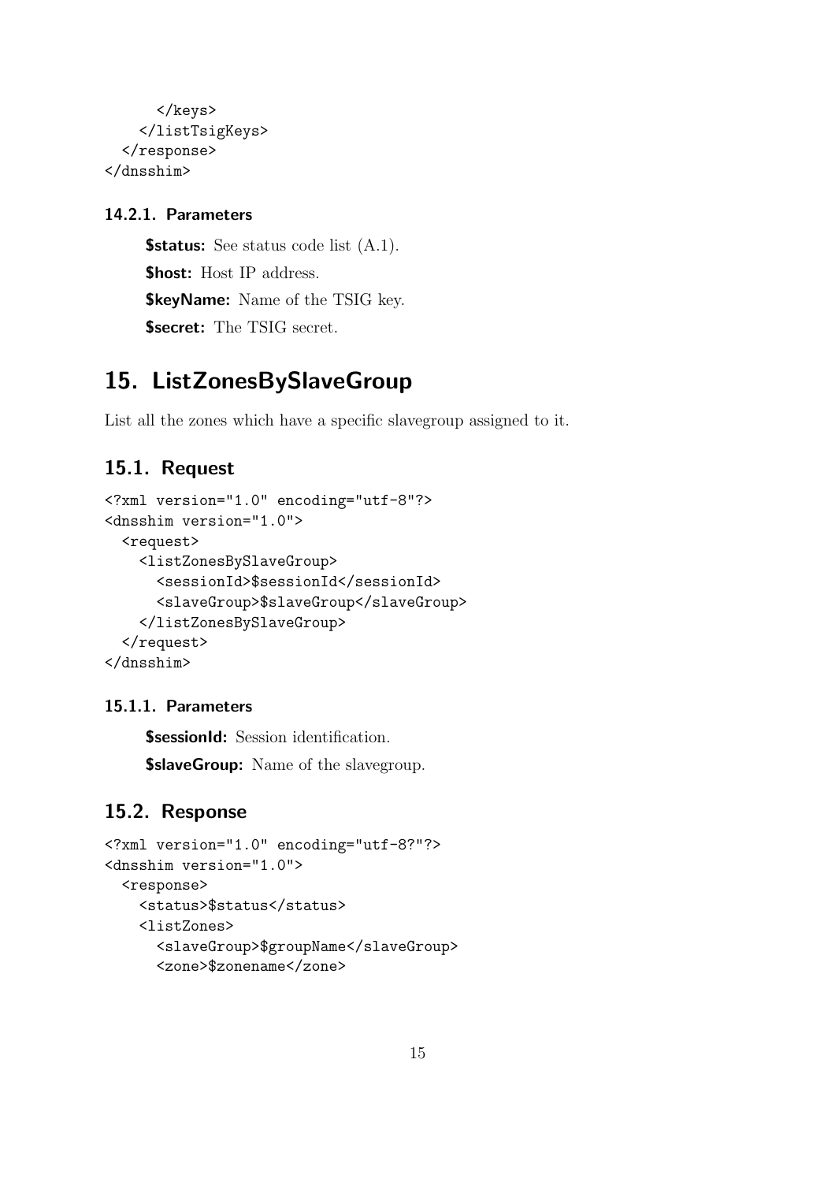```
      </keys>
    </listTsigKeys>
  </response>
</dnsshim>
```

### 14.2.1. Parameters

**$status:** See status code list (A.1).

**$host:** Host IP address.

**$keyName:** Name of the TSIG key.

**$secret:** The TSIG secret.

# 15. ListZonesBySlaveGroup

List all the zones which have a specific slavegroup assigned to it.

## 15.1. Request

```
<?xml version="1.0" encoding="utf-8"?>
<dnsshim version="1.0">
  <request>
    <listZonesBySlaveGroup>
      <sessionId>$sessionId</sessionId>
      <slaveGroup>$slaveGroup</slaveGroup>
    </listZonesBySlaveGroup>
  </request>
</dnsshim>
```

### 15.1.1. Parameters

**$sessionId:** Session identification.

**$slaveGroup:** Name of the slavegroup.

## 15.2. Response

```
<?xml version="1.0" encoding="utf-8?"?>
<dnsshim version="1.0">
  <response>
    <status>$status</status>
    <listZones>
      <slaveGroup>$groupName</slaveGroup>
      <zone>$zonename</zone>
```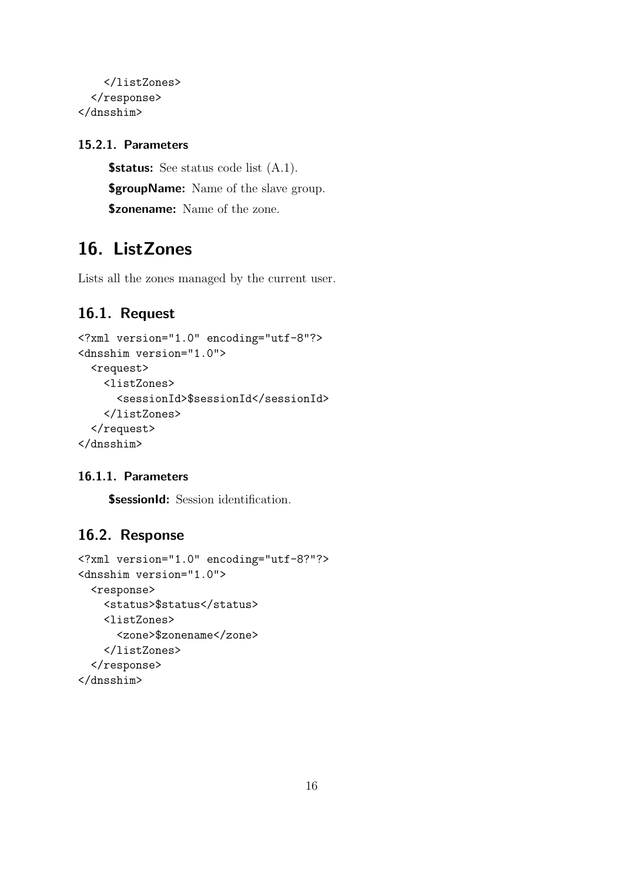```
    </listZones>
  </response>
</dnsshim>
```

### 15.2.1. Parameters

**$status:** See status code list (A.1).

**$groupName:** Name of the slave group.

**$zonename:** Name of the zone.

# 16. ListZones

Lists all the zones managed by the current user.

## 16.1. Request

```
<?xml version="1.0" encoding="utf-8"?>
<dnsshim version="1.0">
  <request>
    <listZones>
      <sessionId>$sessionId</sessionId>
    </listZones>
  </request>
</dnsshim>
```

### 16.1.1. Parameters

**$sessionId:** Session identification.

## 16.2. Response

```
<?xml version="1.0" encoding="utf-8?"?>
<dnsshim version="1.0">
  <response>
    <status>$status</status>
    <listZones>
      <zone>$zonename</zone>
    </listZones>
  </response>
</dnsshim>
```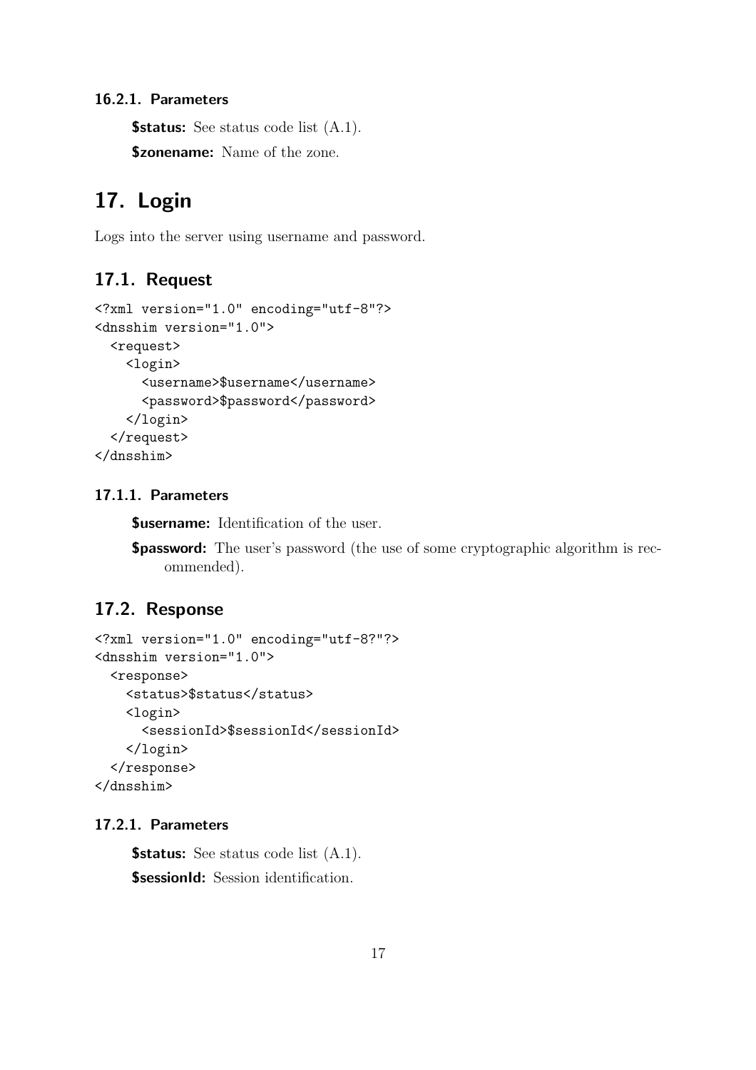#### 16.2.1. Parameters

**$status:** See status code list (A.1).

**$zonename:** Name of the zone.

# 17. Login

Logs into the server using username and password.

## 17.1. Request

```
<?xml version="1.0" encoding="utf-8"?>
<dnsshim version="1.0">
  <request>
    <login>
      <username>$username</username>
      <password>$password</password>
    </login>
  </request>
</dnsshim>
```

### 17.1.1. Parameters

**$username:** Identification of the user.

**$password:** The user's password (the use of some cryptographic algorithm is recommended).

## 17.2. Response

```
<?xml version="1.0" encoding="utf-8?"?>
<dnsshim version="1.0">
  <response>
    <status>$status</status>
    <login>
      <sessionId>$sessionId</sessionId>
    </login>
  </response>
</dnsshim>
```

### 17.2.1. Parameters

**$status:** See status code list (A.1).

**$sessionId:** Session identification.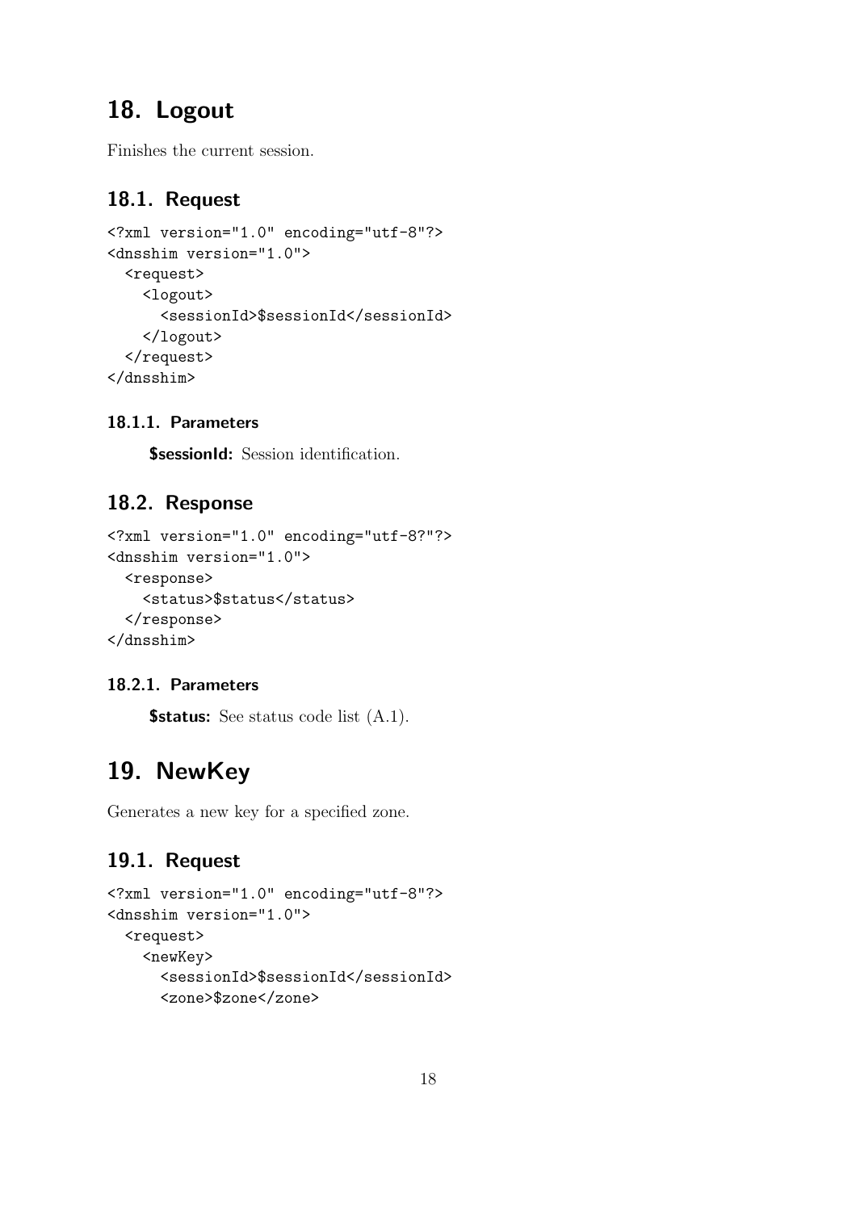# 18. Logout

Finishes the current session.

## 18.1. Request

```
<?xml version="1.0" encoding="utf-8"?>
<dnsshim version="1.0">
  <request>
    <logout>
      <sessionId>$sessionId</sessionId>
    </logout>
  </request>
</dnsshim>
```

### 18.1.1. Parameters

**$sessionId:** Session identification.

## 18.2. Response

```
<?xml version="1.0" encoding="utf-8?"?>
<dnsshim version="1.0">
  <response>
    <status>$status</status>
  </response>
</dnsshim>
```

### 18.2.1. Parameters

**$status:** See status code list (A.1).

# 19. NewKey

Generates a new key for a specified zone.

## 19.1. Request

```
<?xml version="1.0" encoding="utf-8"?>
<dnsshim version="1.0">
  <request>
    <newKey>
      <sessionId>$sessionId</sessionId>
      <zone>$zone</zone>
```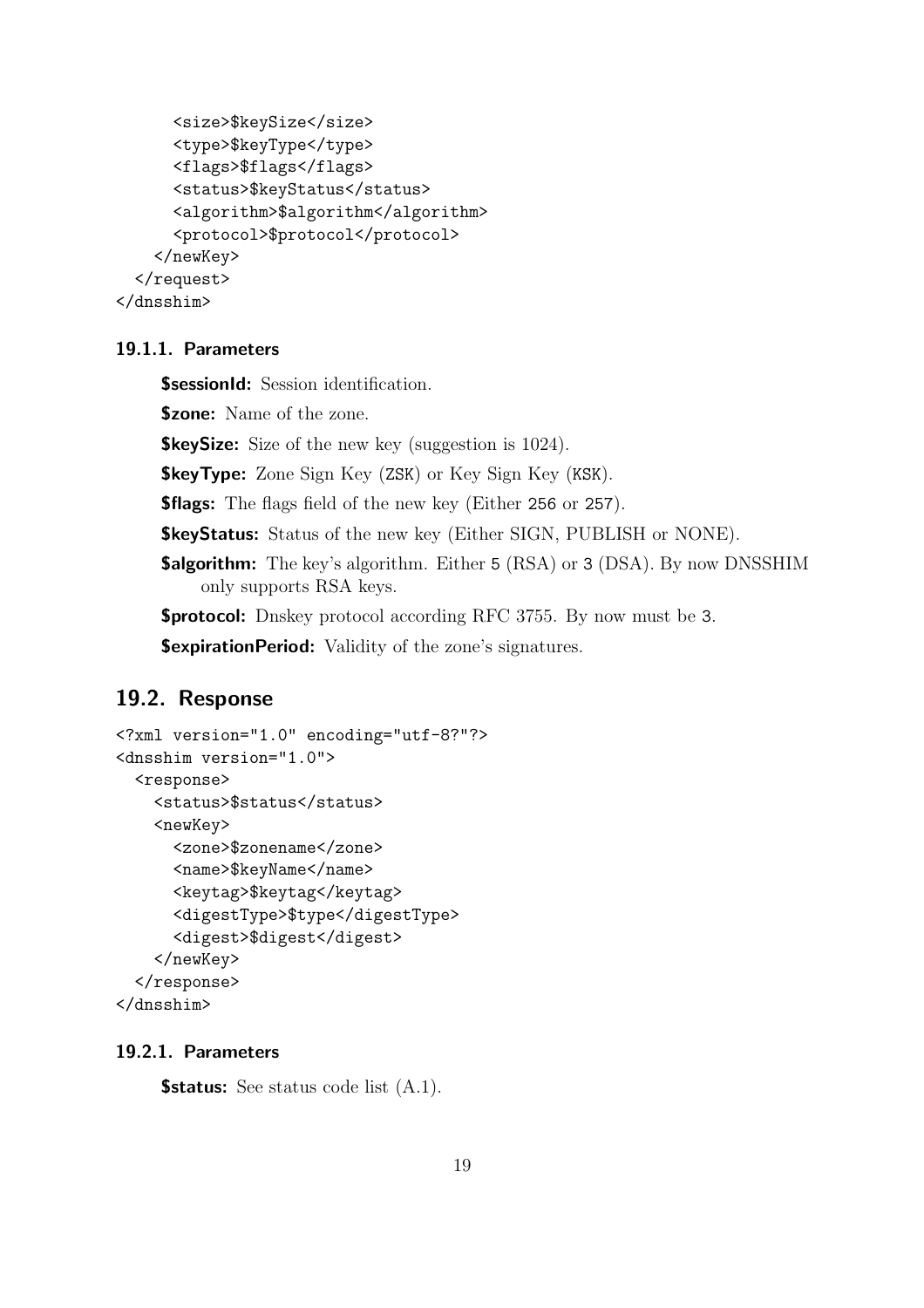```
      <size>$keySize</size>
      <type>$keyType</type>
      <flags>$flags</flags>
      <status>$keyStatus</status>
      <algorithm>$algorithm</algorithm>
      <protocol>$protocol</protocol>
    </newKey>
  </request>
</dnsshim>
```

#### 19.1.1. Parameters

**$sessionId:** Session identification.

**$zone:** Name of the zone.

**$keySize:** Size of the new key (suggestion is 1024).

**$keyType:** Zone Sign Key (`ZSK`) or Key Sign Key (`KSK`).

**$flags:** The flags field of the new key (Either `256` or `257`).

**$keyStatus:** Status of the new key (Either SIGN, PUBLISH or NONE).

**$algorithm:** The key's algorithm. Either `5` (RSA) or `3` (DSA). By now DNSSHIM only supports RSA keys.

**$protocol:** Dnskey protocol according RFC 3755. By now must be `3`.

**$expirationPeriod:** Validity of the zone's signatures.

### 19.2. Response

```
<?xml version="1.0" encoding="utf-8?"?>
<dnsshim version="1.0">
  <response>
    <status>$status</status>
    <newKey>
      <zone>$zonename</zone>
      <name>$keyName</name>
      <keytag>$keytag</keytag>
      <digestType>$type</digestType>
      <digest>$digest</digest>
    </newKey>
  </response>
</dnsshim>
```

#### 19.2.1. Parameters

**$status:** See status code list (A.1).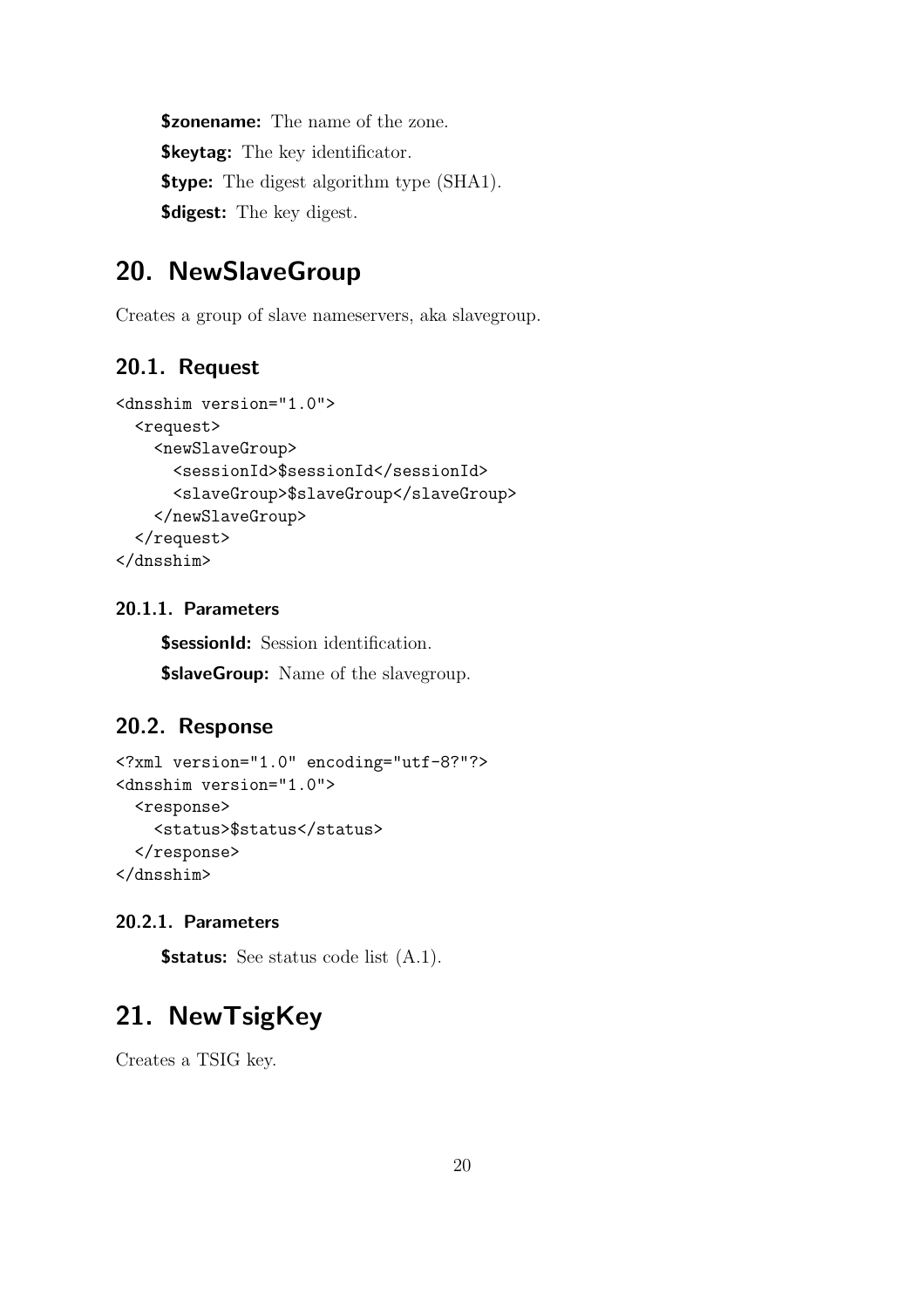**$zonename:** The name of the zone.

**$keytag:** The key identificator.

**$type:** The digest algorithm type (SHA1).

**$digest:** The key digest.

# 20. NewSlaveGroup

Creates a group of slave nameservers, aka slavegroup.

## 20.1. Request

```
<dnsshim version="1.0">
  <request>
    <newSlaveGroup>
      <sessionId>$sessionId</sessionId>
      <slaveGroup>$slaveGroup</slaveGroup>
    </newSlaveGroup>
  </request>
</dnsshim>
```

### 20.1.1. Parameters

**$sessionId:** Session identification.

**$slaveGroup:** Name of the slavegroup.

## 20.2. Response

```
<?xml version="1.0" encoding="utf-8?"?>
<dnsshim version="1.0">
  <response>
    <status>$status</status>
  </response>
</dnsshim>
```

### 20.2.1. Parameters

**$status:** See status code list (A.1).

# 21. NewTsigKey

Creates a TSIG key.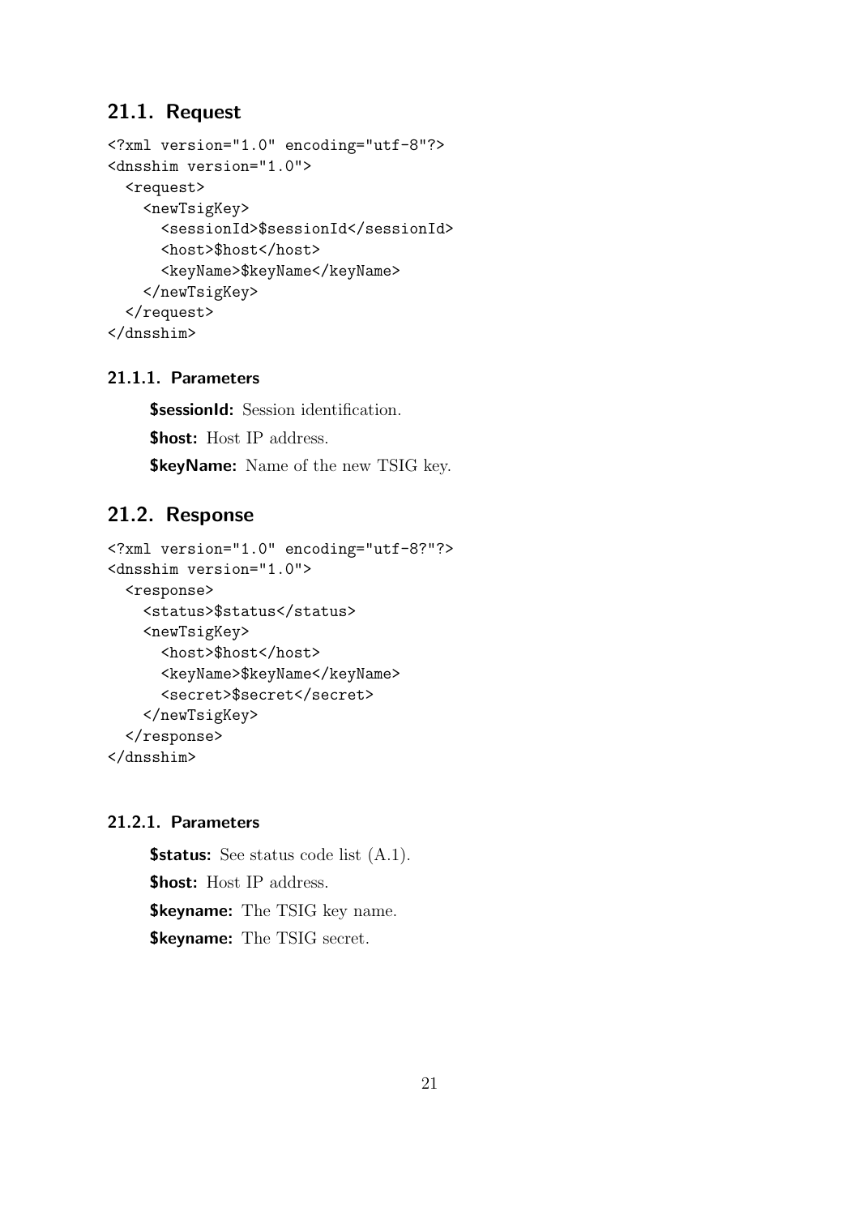## 21.1. Request

```
<?xml version="1.0" encoding="utf-8"?>
<dnsshim version="1.0">
  <request>
    <newTsigKey>
      <sessionId>$sessionId</sessionId>
      <host>$host</host>
      <keyName>$keyName</keyName>
    </newTsigKey>
  </request>
</dnsshim>
```

### 21.1.1. Parameters

**$sessionId:** Session identification.

**$host:** Host IP address.

**$keyName:** Name of the new TSIG key.

## 21.2. Response

```
<?xml version="1.0" encoding="utf-8?"?>
<dnsshim version="1.0">
  <response>
    <status>$status</status>
    <newTsigKey>
      <host>$host</host>
      <keyName>$keyName</keyName>
      <secret>$secret</secret>
    </newTsigKey>
  </response>
</dnsshim>
```

### 21.2.1. Parameters

**$status:** See status code list (A.1).

**$host:** Host IP address.

**$keyname:** The TSIG key name.

**$keyname:** The TSIG secret.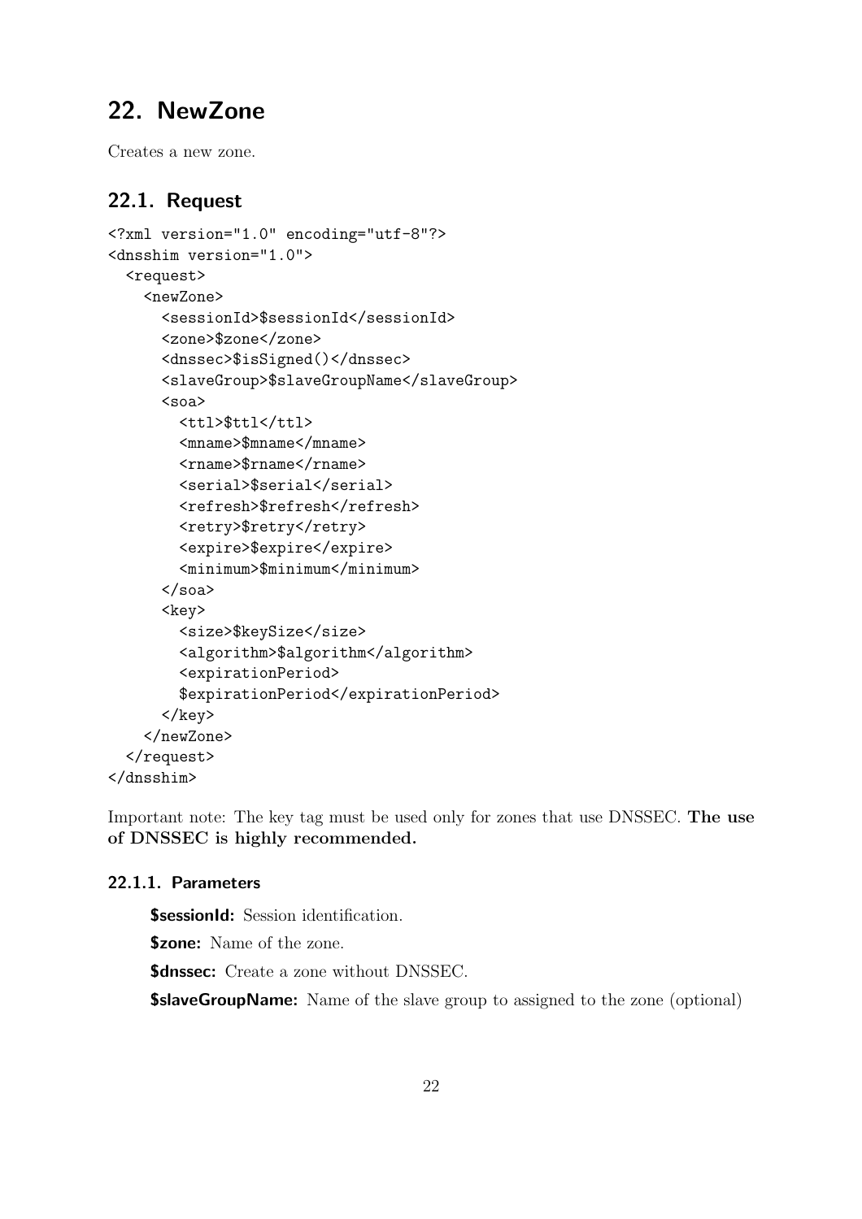′# 22. NewZone

Creates a new zone.

## 22.1. Request

```
<?xml version="1.0" encoding="utf-8"?>
<dnsshim version="1.0">
  <request>
    <newZone>
      <sessionId>$sessionId</sessionId>
      <zone>$zone</zone>
      <dnssec>$isSigned()</dnssec>
      <slaveGroup>$slaveGroupName</slaveGroup>
      <soa>
        <ttl>$ttl</ttl>
        <mname>$mname</mname>
        <rname>$rname</rname>
        <serial>$serial</serial>
        <refresh>$refresh</refresh>
        <retry>$retry</retry>
        <expire>$expire</expire>
        <minimum>$minimum</minimum>
      </soa>
      <key>
        <size>$keySize</size>
        <algorithm>$algorithm</algorithm>
        <expirationPeriod>
        $expirationPeriod</expirationPeriod>
      </key>
    </newZone>
  </request>
</dnsshim>
```

Important note: The key tag must be used only for zones that use DNSSEC. **The use of DNSSEC is highly recommended.**

### 22.1.1. Parameters

**$sessionId:** Session identification.

**$zone:** Name of the zone.

**$dnssec:** Create a zone without DNSSEC.

**$slaveGroupName:** Name of the slave group to assigned to the zone (optional)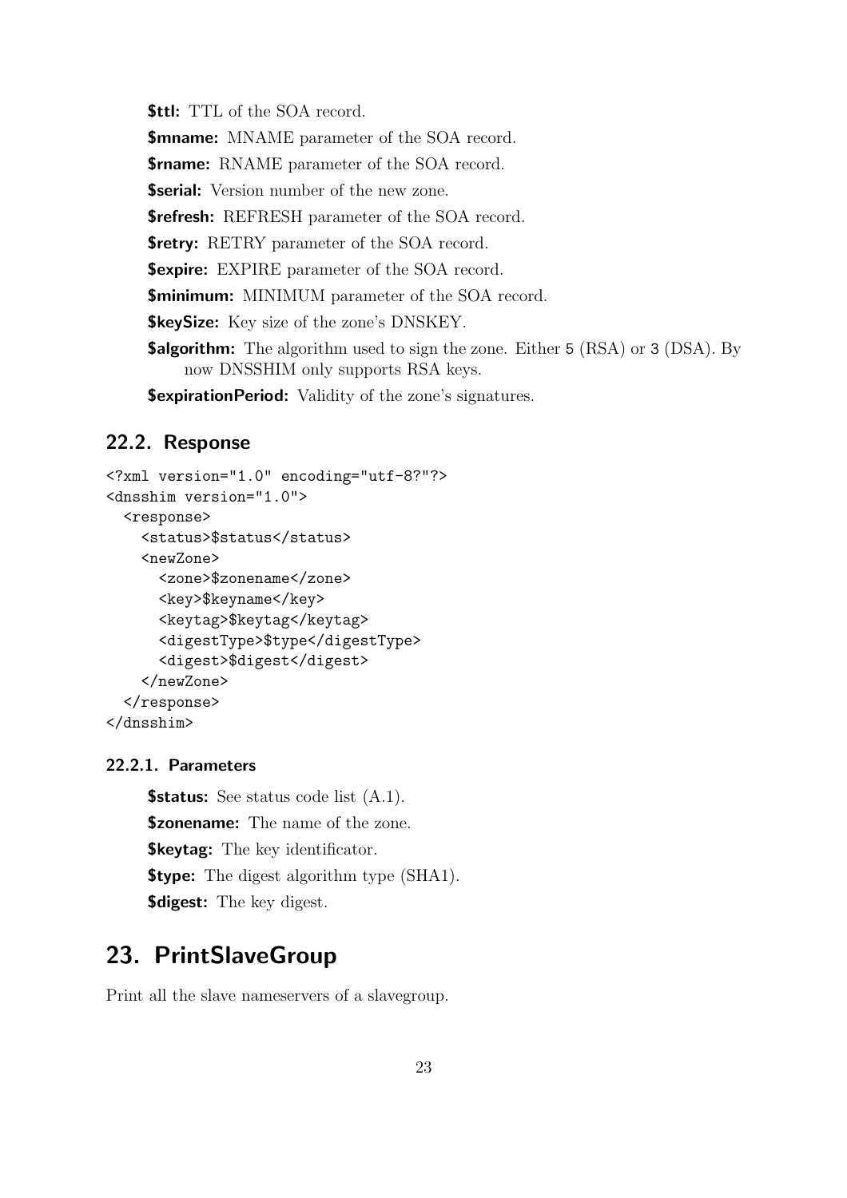**$ttl:** TTL of the SOA record.

**$mname:** MNAME parameter of the SOA record.

**$rname:** RNAME parameter of the SOA record.

**$serial:** Version number of the new zone.

**$refresh:** REFRESH parameter of the SOA record.

**$retry:** RETRY parameter of the SOA record.

**$expire:** EXPIRE parameter of the SOA record.

**$minimum:** MINIMUM parameter of the SOA record.

**$keySize:** Key size of the zone's DNSKEY.

**$algorithm:** The algorithm used to sign the zone. Either `5` (RSA) or `3` (DSA). By now DNSSHIM only supports RSA keys.

**$expirationPeriod:** Validity of the zone's signatures.

## 22.2. Response

```
<?xml version="1.0" encoding="utf-8?"?>
<dnsshim version="1.0">
  <response>
    <status>$status</status>
    <newZone>
      <zone>$zonename</zone>
      <key>$keyname</key>
      <keytag>$keytag</keytag>
      <digestType>$type</digestType>
      <digest>$digest</digest>
    </newZone>
  </response>
</dnsshim>
```

### 22.2.1. Parameters

**$status:** See status code list (A.1).

**$zonename:** The name of the zone.

**$keytag:** The key identificator.

**$type:** The digest algorithm type (SHA1).

**$digest:** The key digest.

# 23. PrintSlaveGroup

Print all the slave nameservers of a slavegroup.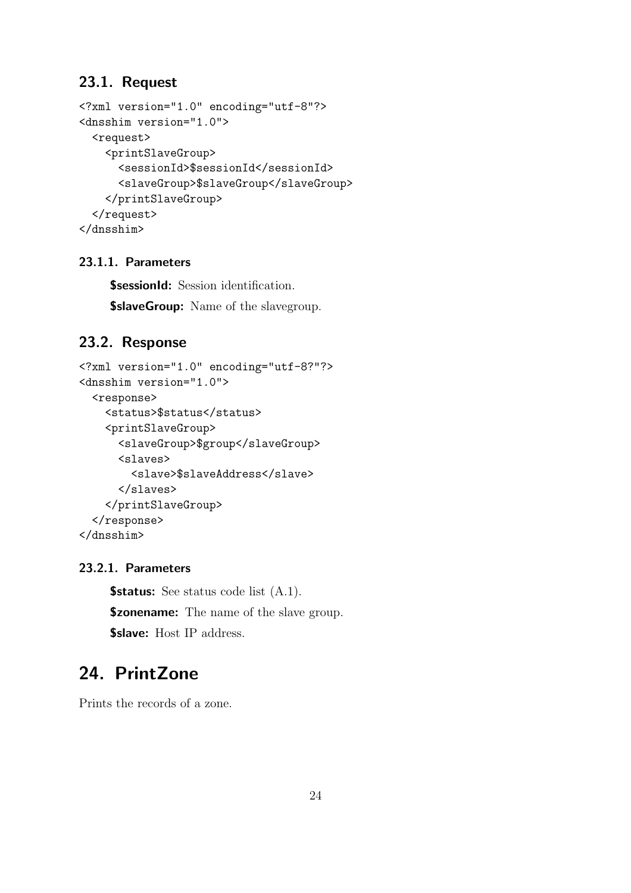## 23.1. Request

```
<?xml version="1.0" encoding="utf-8"?>
<dnsshim version="1.0">
  <request>
    <printSlaveGroup>
      <sessionId>$sessionId</sessionId>
      <slaveGroup>$slaveGroup</slaveGroup>
    </printSlaveGroup>
  </request>
</dnsshim>
```

### 23.1.1. Parameters

**$sessionId:** Session identification.

**$slaveGroup:** Name of the slavegroup.

## 23.2. Response

```
<?xml version="1.0" encoding="utf-8?"?>
<dnsshim version="1.0">
  <response>
    <status>$status</status>
    <printSlaveGroup>
      <slaveGroup>$group</slaveGroup>
      <slaves>
        <slave>$slaveAddress</slave>
      </slaves>
    </printSlaveGroup>
  </response>
</dnsshim>
```

### 23.2.1. Parameters

**$status:** See status code list (A.1).

**$zonename:** The name of the slave group.

**$slave:** Host IP address.

# 24. PrintZone

Prints the records of a zone.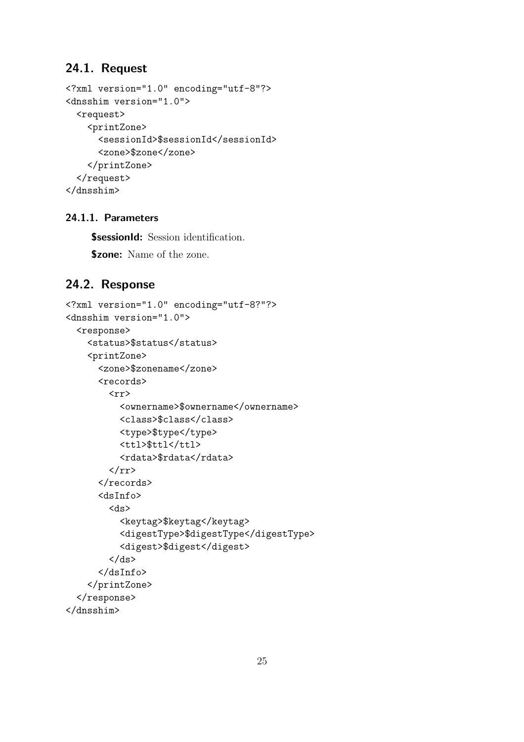## 24.1. Request

```
<?xml version="1.0" encoding="utf-8"?>
<dnsshim version="1.0">
  <request>
    <printZone>
      <sessionId>$sessionId</sessionId>
      <zone>$zone</zone>
    </printZone>
  </request>
</dnsshim>
```

### 24.1.1. Parameters

**$sessionId:** Session identification.

**$zone:** Name of the zone.

## 24.2. Response

```
<?xml version="1.0" encoding="utf-8?"?>
<dnsshim version="1.0">
  <response>
    <status>$status</status>
    <printZone>
      <zone>$zonename</zone>
      <records>
        <rr>
          <ownername>$ownername</ownername>
          <class>$class</class>
          <type>$type</type>
          <ttl>$ttl</ttl>
          <rdata>$rdata</rdata>
        </rr>
      </records>
      <dsInfo>
        <ds>
          <keytag>$keytag</keytag>
          <digestType>$digestType</digestType>
          <digest>$digest</digest>
        </ds>
      </dsInfo>
    </printZone>
  </response>
</dnsshim>
```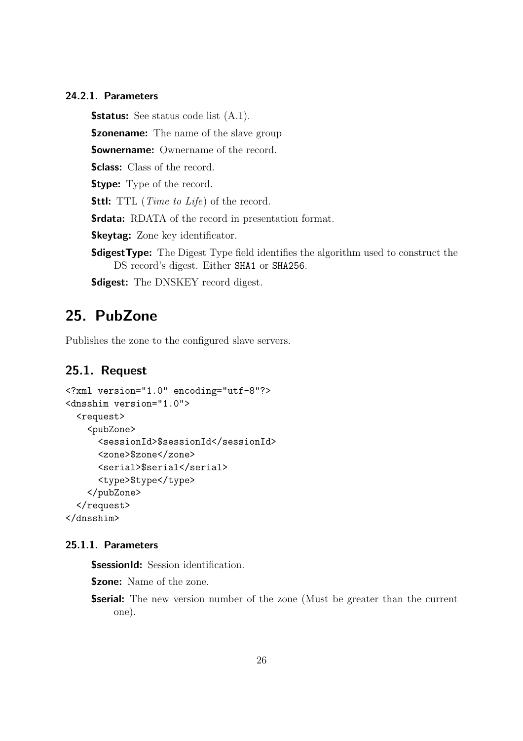#### 24.2.1. Parameters

**$status:** See status code list (A.1).

**$zonename:** The name of the slave group

**$ownername:** Ownername of the record.

**$class:** Class of the record.

**$type:** Type of the record.

**$ttl:** TTL (*Time to Life*) of the record.

**$rdata:** RDATA of the record in presentation format.

**$keytag:** Zone key identificator.

**$digestType:** The Digest Type field identifies the algorithm used to construct the DS record's digest. Either `SHA1` or `SHA256`.

**$digest:** The DNSKEY record digest.

# 25. PubZone

Publishes the zone to the configured slave servers.

## 25.1. Request

```
<?xml version="1.0" encoding="utf-8"?>
<dnsshim version="1.0">
  <request>
    <pubZone>
      <sessionId>$sessionId</sessionId>
      <zone>$zone</zone>
      <serial>$serial</serial>
      <type>$type</type>
    </pubZone>
  </request>
</dnsshim>
```

#### 25.1.1. Parameters

**$sessionId:** Session identification.

**$zone:** Name of the zone.

**$serial:** The new version number of the zone (Must be greater than the current one).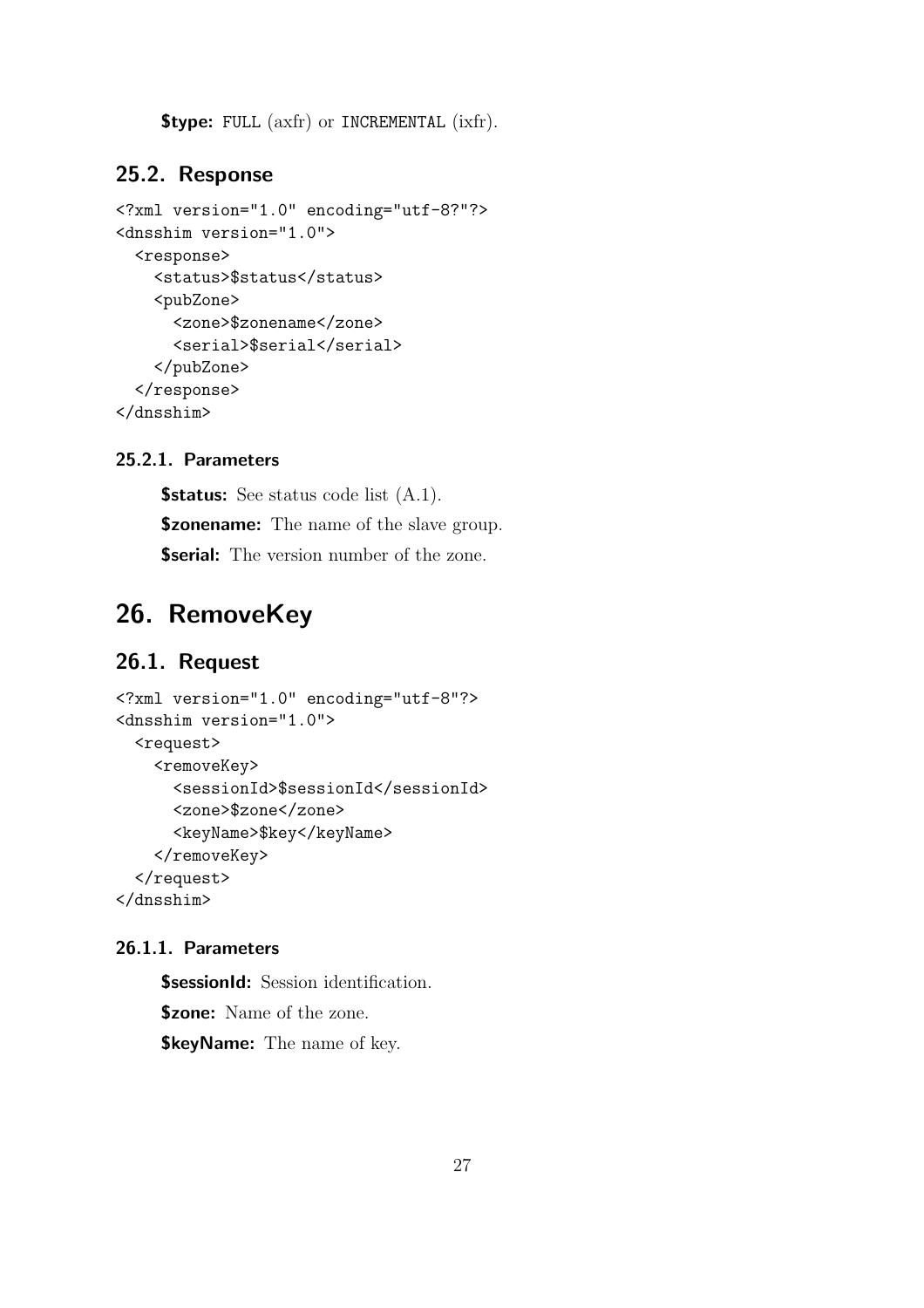**$type:** FULL (axfr) or INCREMENTAL (ixfr).

## 25.2. Response

```
<?xml version="1.0" encoding="utf-8?"?>
<dnsshim version="1.0">
  <response>
    <status>$status</status>
    <pubZone>
      <zone>$zonename</zone>
      <serial>$serial</serial>
    </pubZone>
  </response>
</dnsshim>
```

### 25.2.1. Parameters

**$status:** See status code list (A.1).

**$zonename:** The name of the slave group.

**$serial:** The version number of the zone.

# 26. RemoveKey

## 26.1. Request

```
<?xml version="1.0" encoding="utf-8"?>
<dnsshim version="1.0">
  <request>
    <removeKey>
      <sessionId>$sessionId</sessionId>
      <zone>$zone</zone>
      <keyName>$key</keyName>
    </removeKey>
  </request>
</dnsshim>
```

### 26.1.1. Parameters

**$sessionId:** Session identification.

**$zone:** Name of the zone.

**$keyName:** The name of key.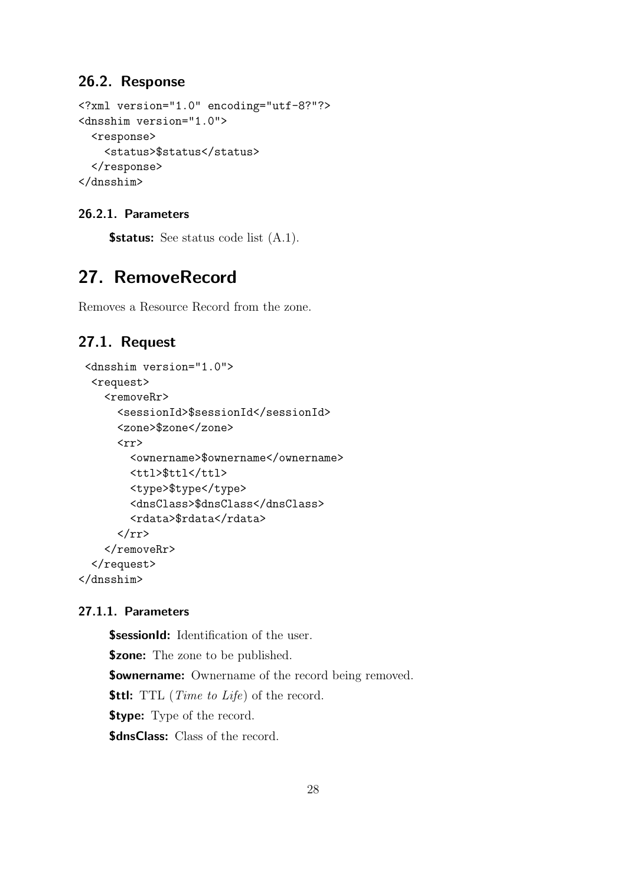## 26.2. Response

```
<?xml version="1.0" encoding="utf-8?"?>
<dnsshim version="1.0">
  <response>
    <status>$status</status>
  </response>
</dnsshim>
```

### 26.2.1. Parameters

**$status:** See status code list (A.1).

# 27. RemoveRecord

Removes a Resource Record from the zone.

## 27.1. Request

```
 <dnsshim version="1.0">
  <request>
    <removeRr>
      <sessionId>$sessionId</sessionId>
      <zone>$zone</zone>
      <rr>
        <ownername>$ownername</ownername>
        <ttl>$ttl</ttl>
        <type>$type</type>
        <dnsClass>$dnsClass</dnsClass>
        <rdata>$rdata</rdata>
      </rr>
    </removeRr>
  </request>
</dnsshim>
```

### 27.1.1. Parameters

**$sessionId:** Identification of the user.

**$zone:** The zone to be published.

**$ownername:** Ownername of the record being removed.

**$ttl:** TTL (*Time to Life*) of the record.

**$type:** Type of the record.

**$dnsClass:** Class of the record.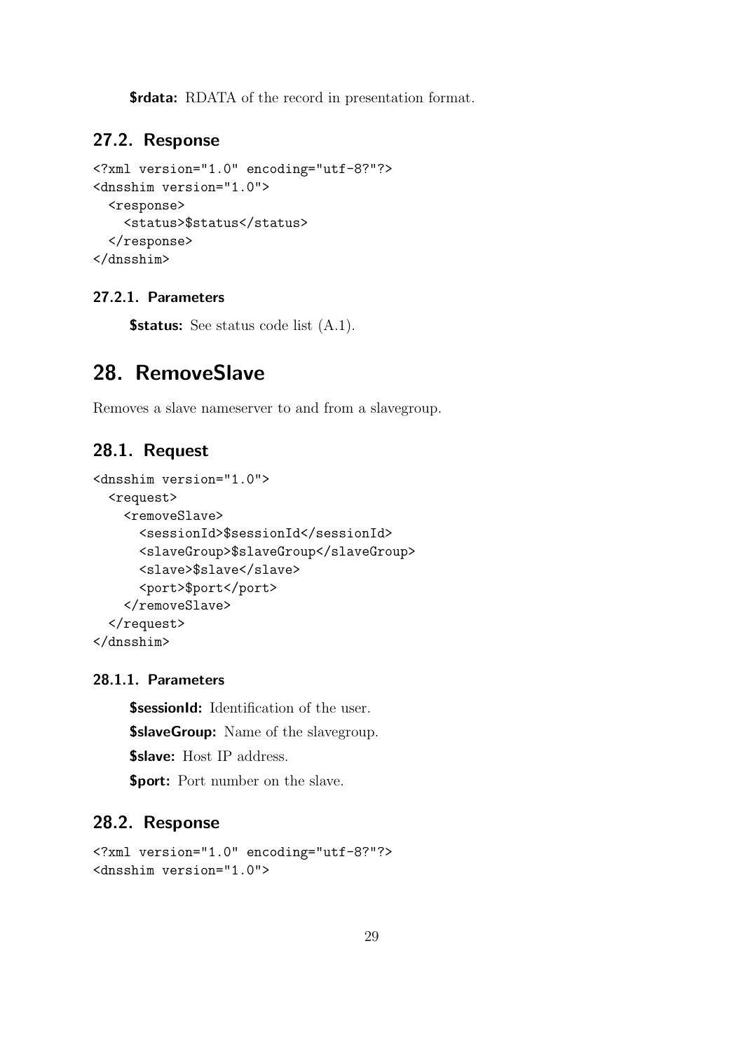**$rdata:** RDATA of the record in presentation format.

## 27.2. Response

```
<?xml version="1.0" encoding="utf-8?"?>
<dnsshim version="1.0">
  <response>
    <status>$status</status>
  </response>
</dnsshim>
```

### 27.2.1. Parameters

**$status:** See status code list (A.1).

# 28. RemoveSlave

Removes a slave nameserver to and from a slavegroup.

## 28.1. Request

```
<dnsshim version="1.0">
  <request>
    <removeSlave>
      <sessionId>$sessionId</sessionId>
      <slaveGroup>$slaveGroup</slaveGroup>
      <slave>$slave</slave>
      <port>$port</port>
    </removeSlave>
  </request>
</dnsshim>
```

### 28.1.1. Parameters

**$sessionId:** Identification of the user.

**$slaveGroup:** Name of the slavegroup.

**$slave:** Host IP address.

**$port:** Port number on the slave.

## 28.2. Response

```
<?xml version="1.0" encoding="utf-8?"?>
<dnsshim version="1.0">
```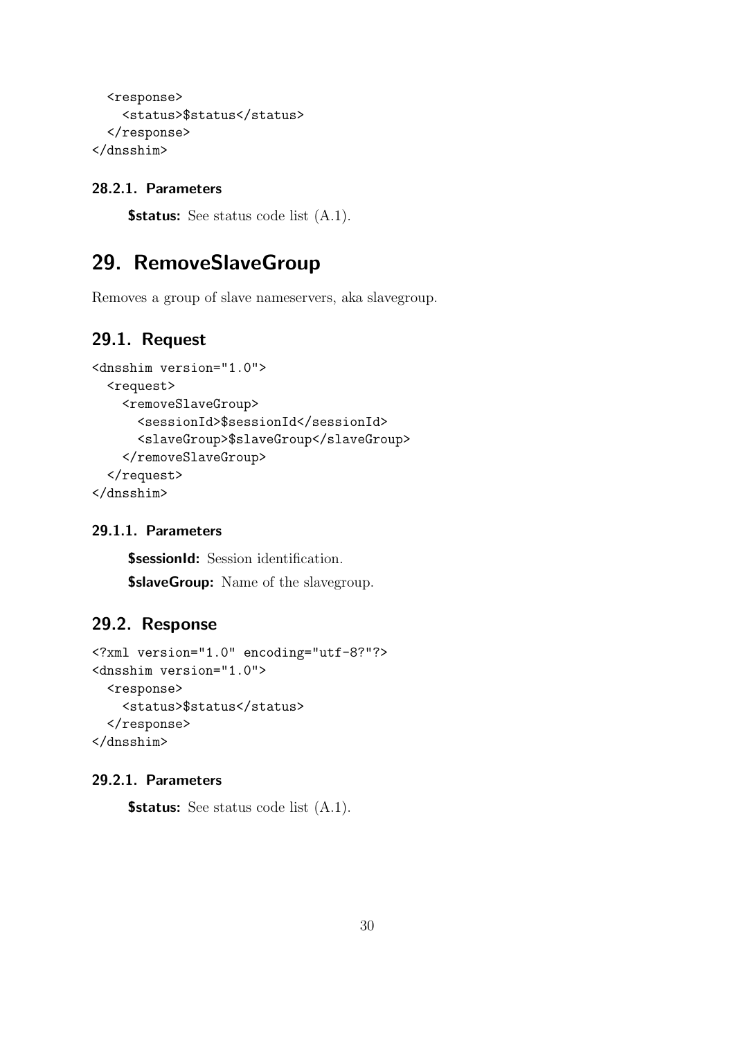```
  <response>
    <status>$status</status>
  </response>
</dnsshim>
```

### 28.2.1. Parameters

**$status:** See status code list (A.1).

# 29. RemoveSlaveGroup

Removes a group of slave nameservers, aka slavegroup.

## 29.1. Request

```
<dnsshim version="1.0">
  <request>
    <removeSlaveGroup>
      <sessionId>$sessionId</sessionId>
      <slaveGroup>$slaveGroup</slaveGroup>
    </removeSlaveGroup>
  </request>
</dnsshim>
```

### 29.1.1. Parameters

**$sessionId:** Session identification.

**$slaveGroup:** Name of the slavegroup.

## 29.2. Response

```
<?xml version="1.0" encoding="utf-8?"?>
<dnsshim version="1.0">
  <response>
    <status>$status</status>
  </response>
</dnsshim>
```

### 29.2.1. Parameters

**$status:** See status code list (A.1).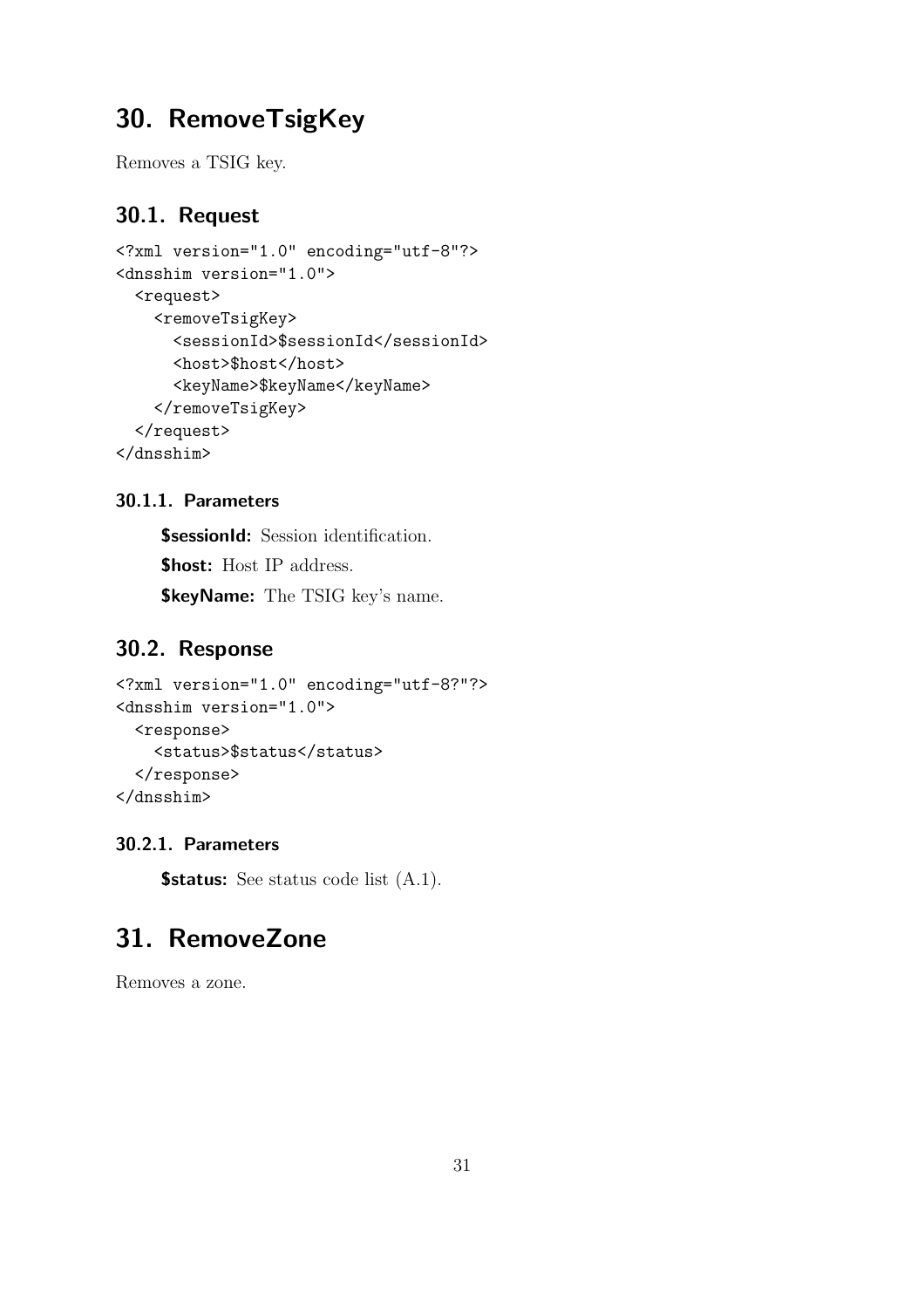# 30. RemoveTsigKey

Removes a TSIG key.

## 30.1. Request

```
<?xml version="1.0" encoding="utf-8"?>
<dnsshim version="1.0">
  <request>
    <removeTsigKey>
      <sessionId>$sessionId</sessionId>
      <host>$host</host>
      <keyName>$keyName</keyName>
    </removeTsigKey>
  </request>
</dnsshim>
```

### 30.1.1. Parameters

**$sessionId:** Session identification.

**$host:** Host IP address.

**$keyName:** The TSIG key's name.

## 30.2. Response

```
<?xml version="1.0" encoding="utf-8?"?>
<dnsshim version="1.0">
  <response>
    <status>$status</status>
  </response>
</dnsshim>
```

### 30.2.1. Parameters

**$status:** See status code list (A.1).

# 31. RemoveZone

Removes a zone.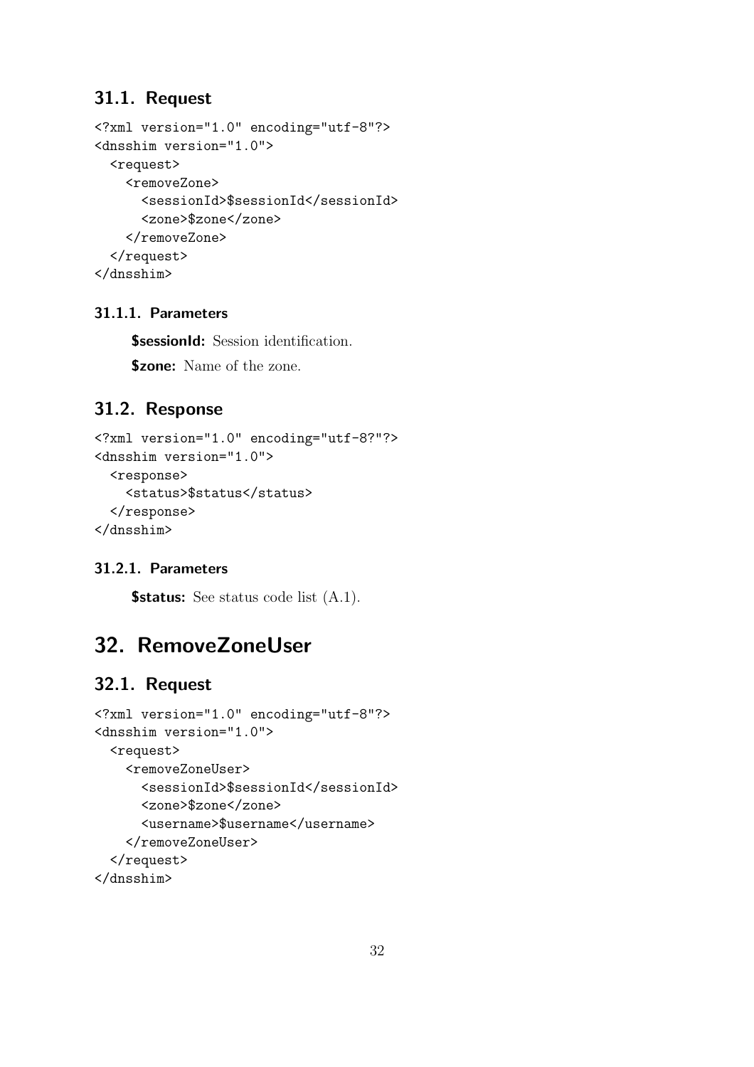## 31.1. Request

```
<?xml version="1.0" encoding="utf-8"?>
<dnsshim version="1.0">
  <request>
    <removeZone>
      <sessionId>$sessionId</sessionId>
      <zone>$zone</zone>
    </removeZone>
  </request>
</dnsshim>
```

### 31.1.1. Parameters

**$sessionId:** Session identification.

**$zone:** Name of the zone.

## 31.2. Response

```
<?xml version="1.0" encoding="utf-8?"?>
<dnsshim version="1.0">
  <response>
    <status>$status</status>
  </response>
</dnsshim>
```

### 31.2.1. Parameters

**$status:** See status code list (A.1).

# 32. RemoveZoneUser

## 32.1. Request

```
<?xml version="1.0" encoding="utf-8"?>
<dnsshim version="1.0">
  <request>
    <removeZoneUser>
      <sessionId>$sessionId</sessionId>
      <zone>$zone</zone>
      <username>$username</username>
    </removeZoneUser>
  </request>
</dnsshim>
```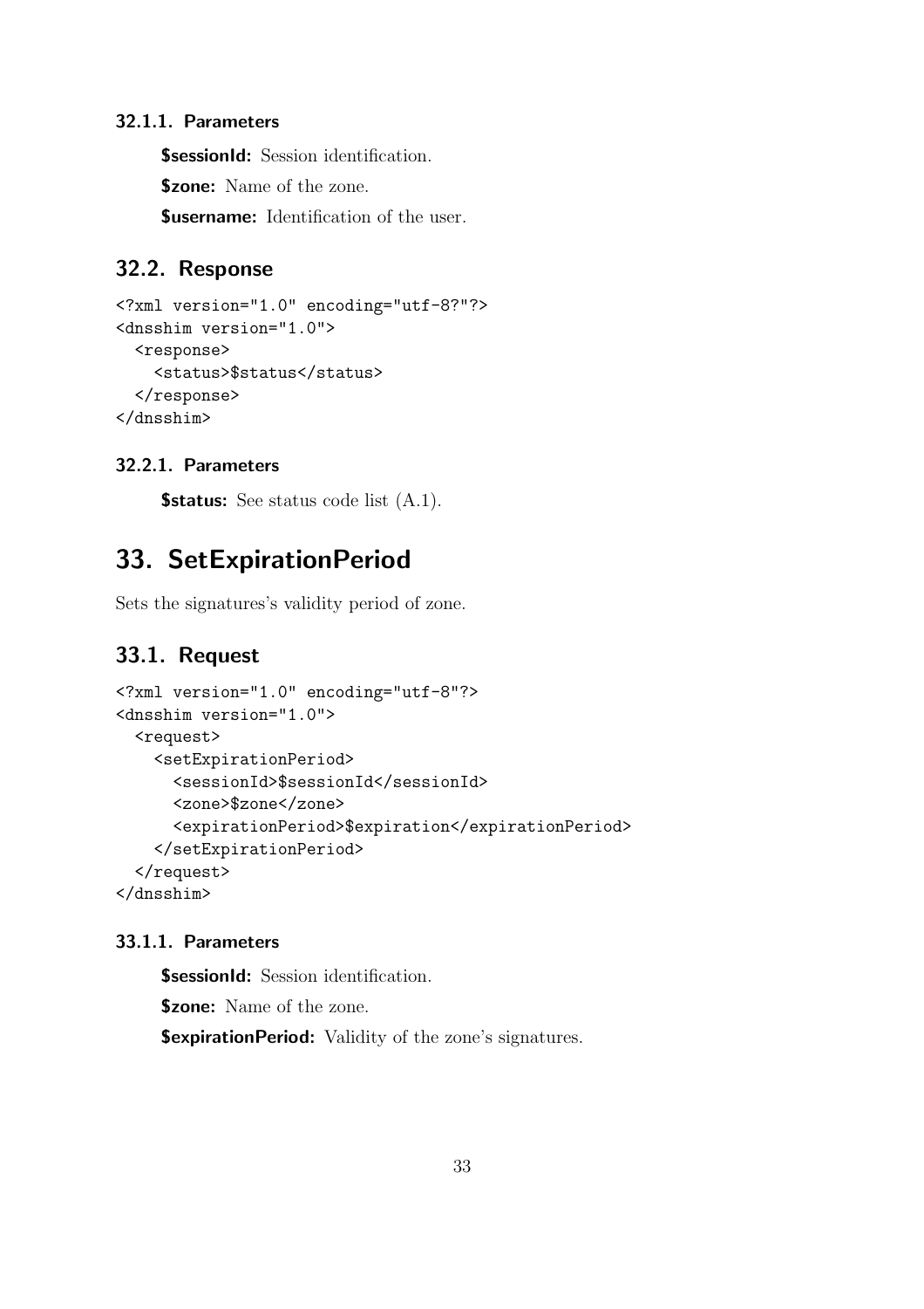#### 32.1.1. Parameters

**$sessionId:** Session identification.

**$zone:** Name of the zone.

**$username:** Identification of the user.

### 32.2. Response

```
<?xml version="1.0" encoding="utf-8?"?>
<dnsshim version="1.0">
  <response>
    <status>$status</status>
  </response>
</dnsshim>
```

#### 32.2.1. Parameters

**$status:** See status code list (A.1).

## 33. SetExpirationPeriod

Sets the signatures's validity period of zone.

### 33.1. Request

```
<?xml version="1.0" encoding="utf-8"?>
<dnsshim version="1.0">
  <request>
    <setExpirationPeriod>
      <sessionId>$sessionId</sessionId>
      <zone>$zone</zone>
      <expirationPeriod>$expiration</expirationPeriod>
    </setExpirationPeriod>
  </request>
</dnsshim>
```

#### 33.1.1. Parameters

**$sessionId:** Session identification.

**$zone:** Name of the zone.

**$expirationPeriod:** Validity of the zone's signatures.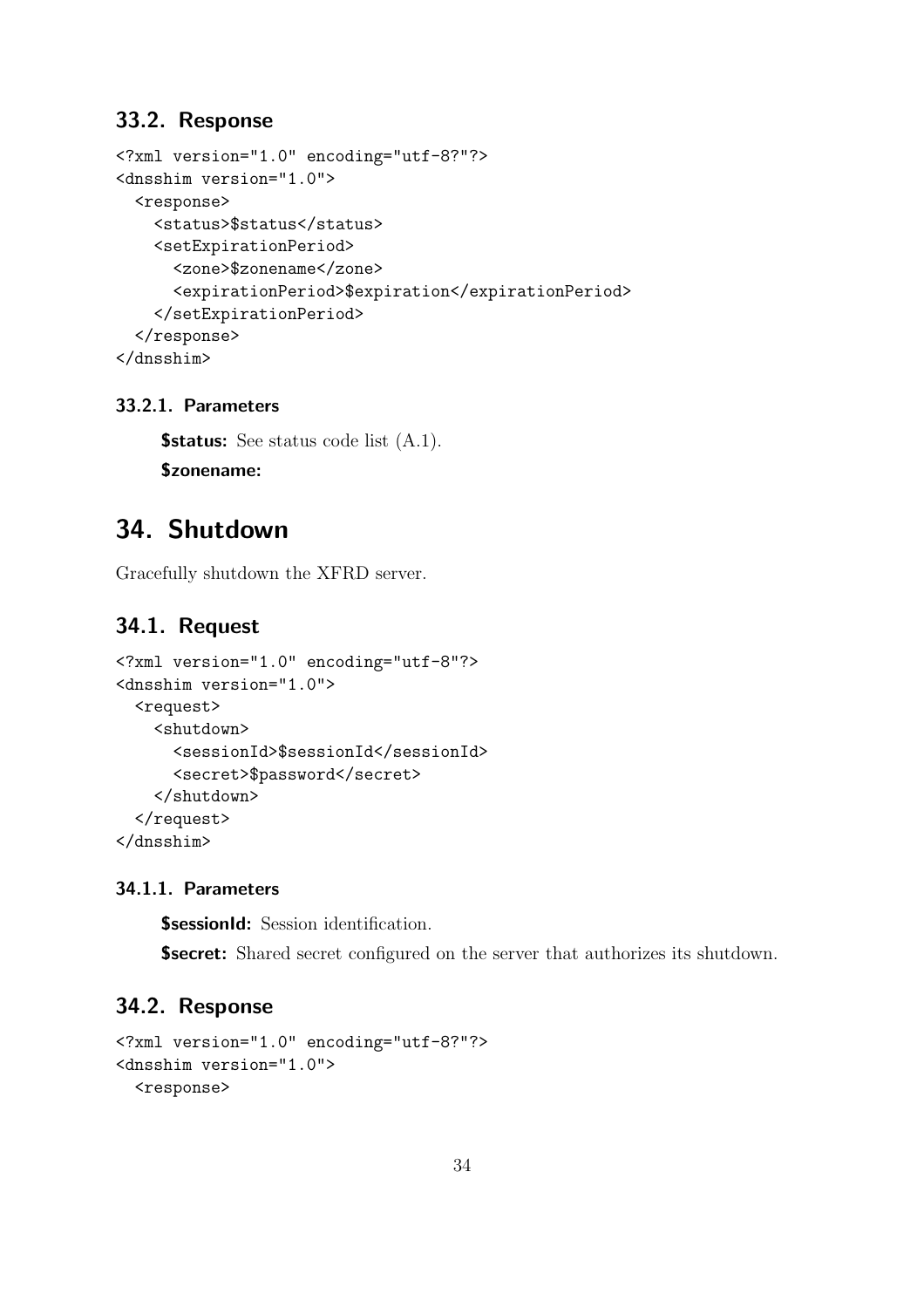## 33.2. Response

```
<?xml version="1.0" encoding="utf-8?"?>
<dnsshim version="1.0">
  <response>
    <status>$status</status>
    <setExpirationPeriod>
      <zone>$zonename</zone>
      <expirationPeriod>$expiration</expirationPeriod>
    </setExpirationPeriod>
  </response>
</dnsshim>
```

### 33.2.1. Parameters

**$status:** See status code list (A.1).

**$zonename:**

# 34. Shutdown

Gracefully shutdown the XFRD server.

## 34.1. Request

```
<?xml version="1.0" encoding="utf-8"?>
<dnsshim version="1.0">
  <request>
    <shutdown>
      <sessionId>$sessionId</sessionId>
      <secret>$password</secret>
    </shutdown>
  </request>
</dnsshim>
```

### 34.1.1. Parameters

**$sessionId:** Session identification.

**$secret:** Shared secret configured on the server that authorizes its shutdown.

## 34.2. Response

```
<?xml version="1.0" encoding="utf-8?"?>
<dnsshim version="1.0">
  <response>
```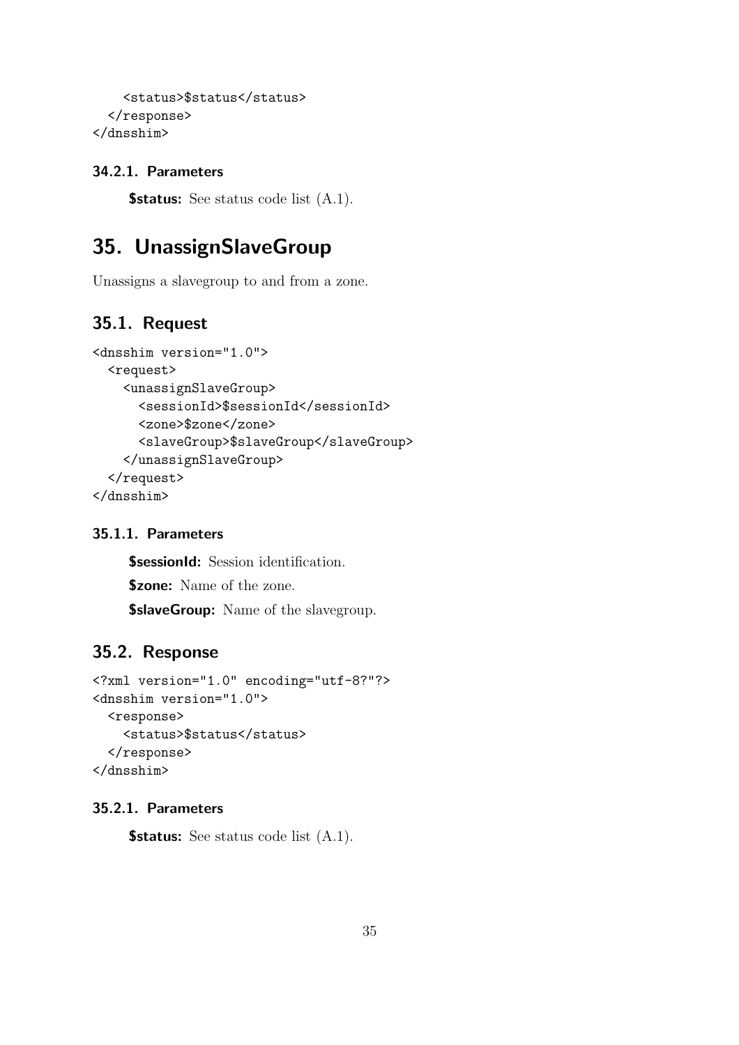```
    <status>$status</status>
  </response>
</dnsshim>
```

### 34.2.1. Parameters

**$status:** See status code list (A.1).

# 35. UnassignSlaveGroup

Unassigns a slavegroup to and from a zone.

## 35.1. Request

```
<dnsshim version="1.0">
  <request>
    <unassignSlaveGroup>
      <sessionId>$sessionId</sessionId>
      <zone>$zone</zone>
      <slaveGroup>$slaveGroup</slaveGroup>
    </unassignSlaveGroup>
  </request>
</dnsshim>
```

### 35.1.1. Parameters

**$sessionId:** Session identification.

**$zone:** Name of the zone.

**$slaveGroup:** Name of the slavegroup.

## 35.2. Response

```
<?xml version="1.0" encoding="utf-8?"?>
<dnsshim version="1.0">
  <response>
    <status>$status</status>
  </response>
</dnsshim>
```

### 35.2.1. Parameters

**$status:** See status code list (A.1).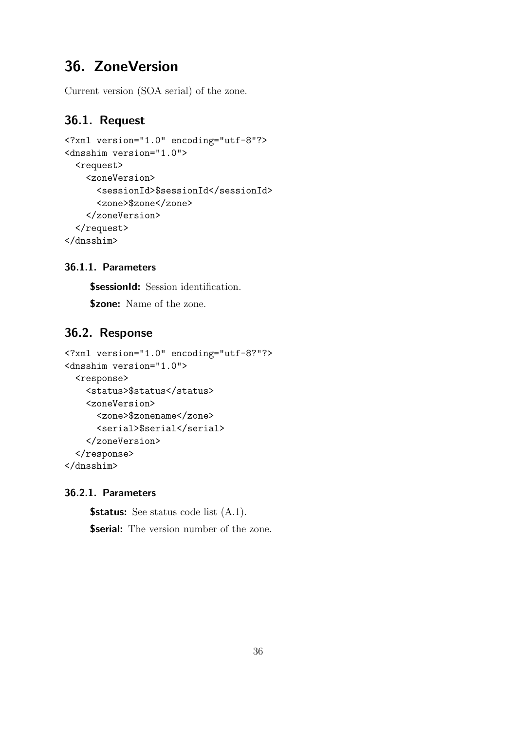# 36. ZoneVersion

Current version (SOA serial) of the zone.

## 36.1. Request

```
<?xml version="1.0" encoding="utf-8"?>
<dnsshim version="1.0">
  <request>
    <zoneVersion>
      <sessionId>$sessionId</sessionId>
      <zone>$zone</zone>
    </zoneVersion>
  </request>
</dnsshim>
```

### 36.1.1. Parameters

**$sessionId:** Session identification.

**$zone:** Name of the zone.

## 36.2. Response

```
<?xml version="1.0" encoding="utf-8?"?>
<dnsshim version="1.0">
  <response>
    <status>$status</status>
    <zoneVersion>
      <zone>$zonename</zone>
      <serial>$serial</serial>
    </zoneVersion>
  </response>
</dnsshim>
```

### 36.2.1. Parameters

**$status:** See status code list (A.1).

**$serial:** The version number of the zone.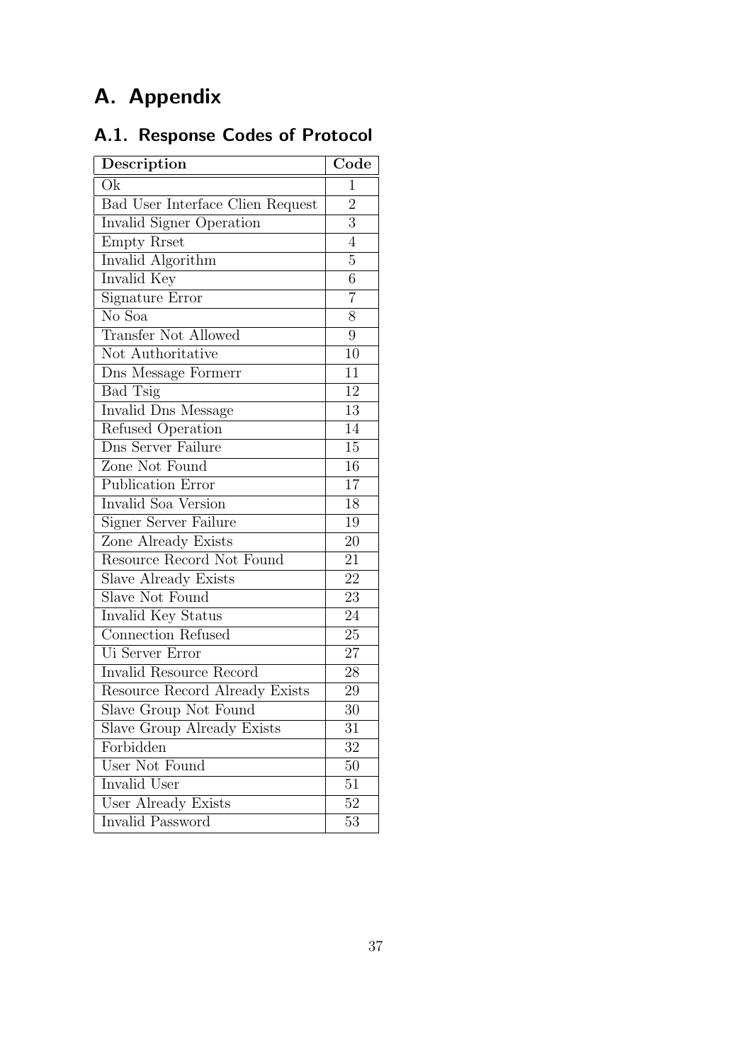# A. Appendix

## A.1. Response Codes of Protocol

| Description | Code |
|---|---|
| Ok | 1 |
| Bad User Interface Clien Request | 2 |
| Invalid Signer Operation | 3 |
| Empty Rrset | 4 |
| Invalid Algorithm | 5 |
| Invalid Key | 6 |
| Signature Error | 7 |
| No Soa | 8 |
| Transfer Not Allowed | 9 |
| Not Authoritative | 10 |
| Dns Message Formerr | 11 |
| Bad Tsig | 12 |
| Invalid Dns Message | 13 |
| Refused Operation | 14 |
| Dns Server Failure | 15 |
| Zone Not Found | 16 |
| Publication Error | 17 |
| Invalid Soa Version | 18 |
| Signer Server Failure | 19 |
| Zone Already Exists | 20 |
| Resource Record Not Found | 21 |
| Slave Already Exists | 22 |
| Slave Not Found | 23 |
| Invalid Key Status | 24 |
| Connection Refused | 25 |
| Ui Server Error | 27 |
| Invalid Resource Record | 28 |
| Resource Record Already Exists | 29 |
| Slave Group Not Found | 30 |
| Slave Group Already Exists | 31 |
| Forbidden | 32 |
| User Not Found | 50 |
| Invalid User | 51 |
| User Already Exists | 52 |
| Invalid Password | 53 |